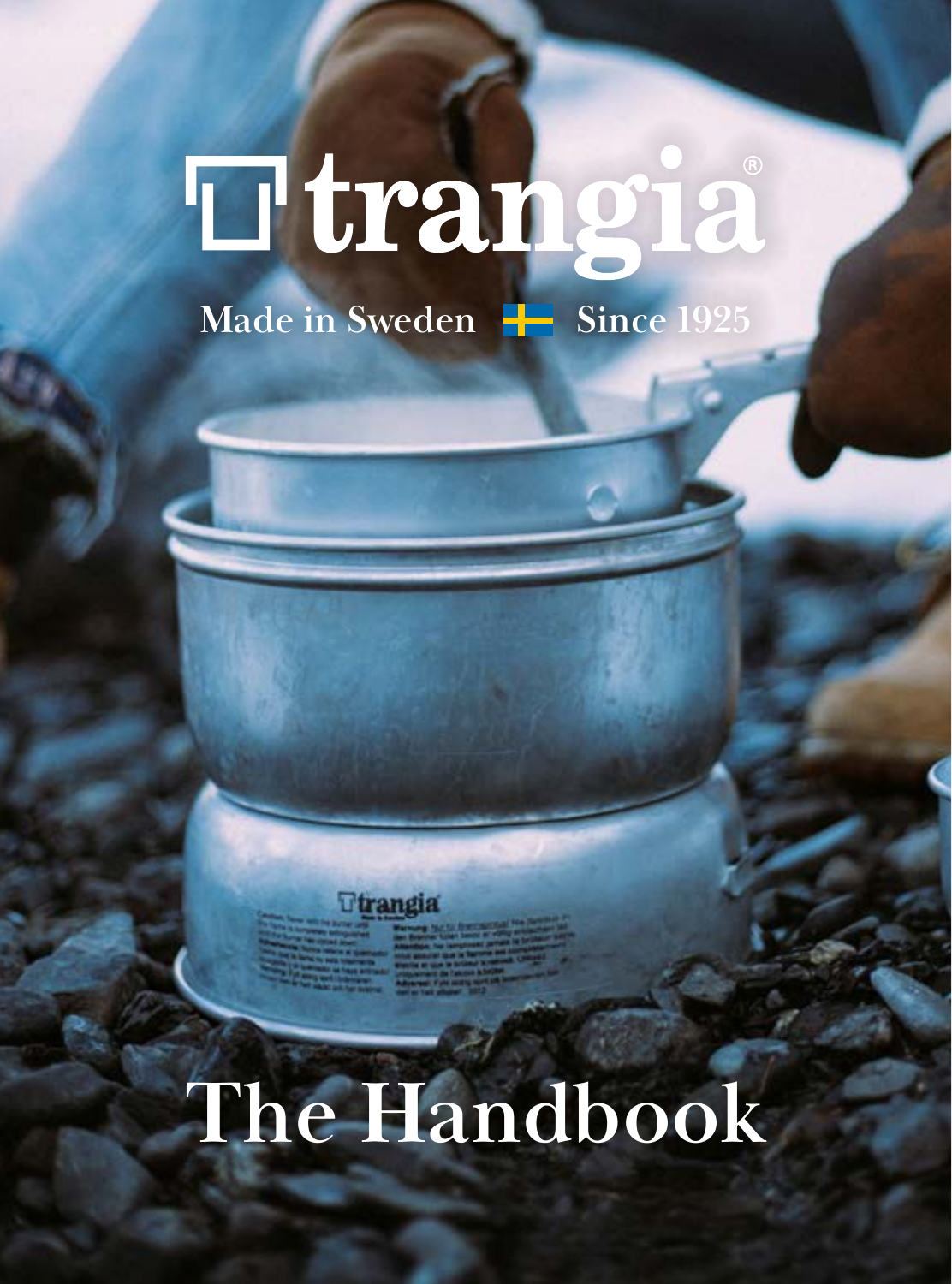# trangia®

Made in Sweden Since 1925

# The Handbook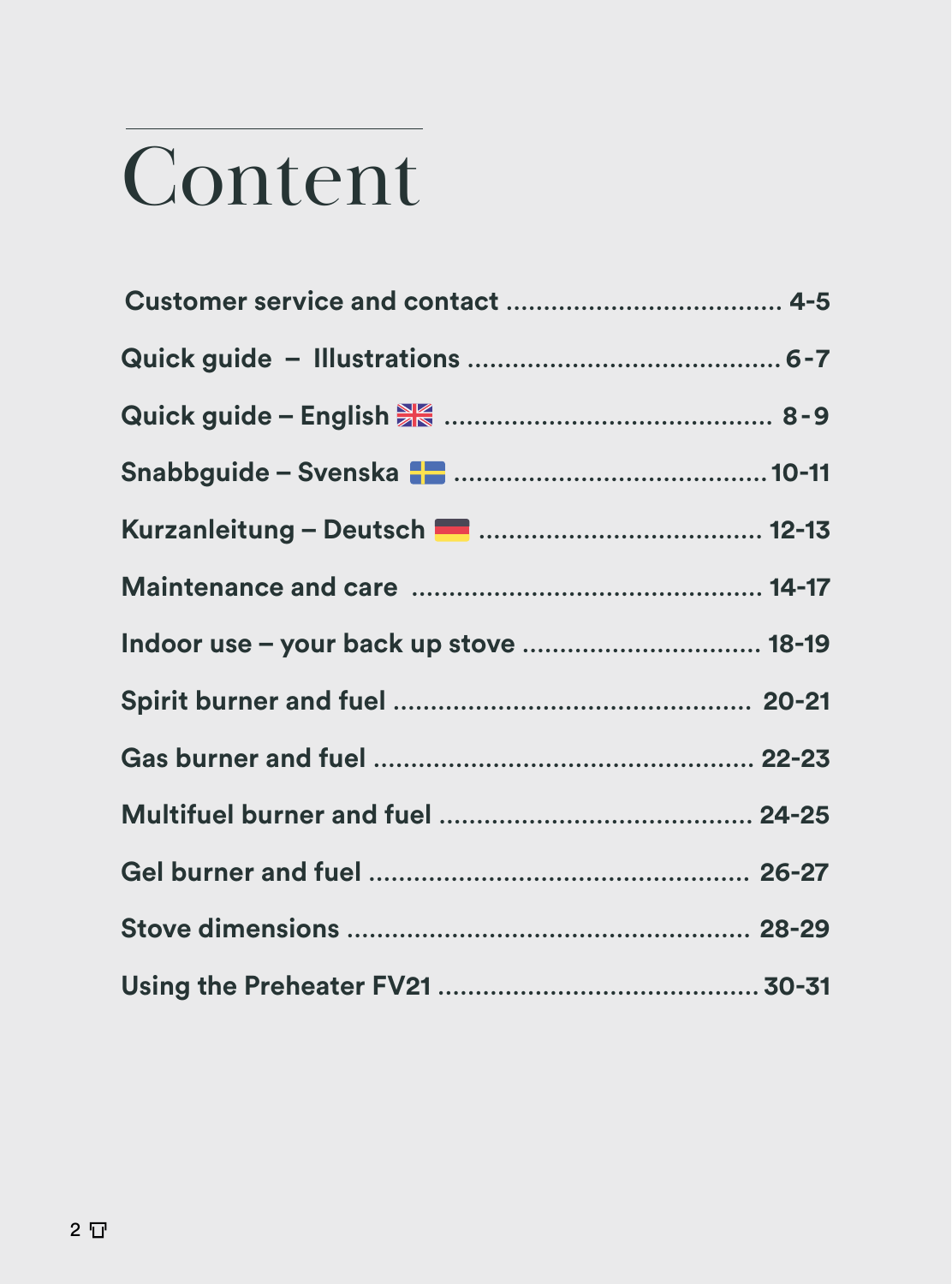# Content

| | |
|---|---|
| **Customer service and contact** | **4-5** |
| **Quick guide – Illustrations** | **6-7** |
| **Quick guide – English** | **8-9** |
| **Snabbguide – Svenska** | **10-11** |
| **Kurzanleitung – Deutsch** | **12-13** |
| **Maintenance and care** | **14-17** |
| **Indoor use – your back up stove** | **18-19** |
| **Spirit burner and fuel** | **20-21** |
| **Gas burner and fuel** | **22-23** |
| **Multifuel burner and fuel** | **24-25** |
| **Gel burner and fuel** | **26-27** |
| **Stove dimensions** | **28-29** |
| **Using the Preheater FV21** | **30-31** |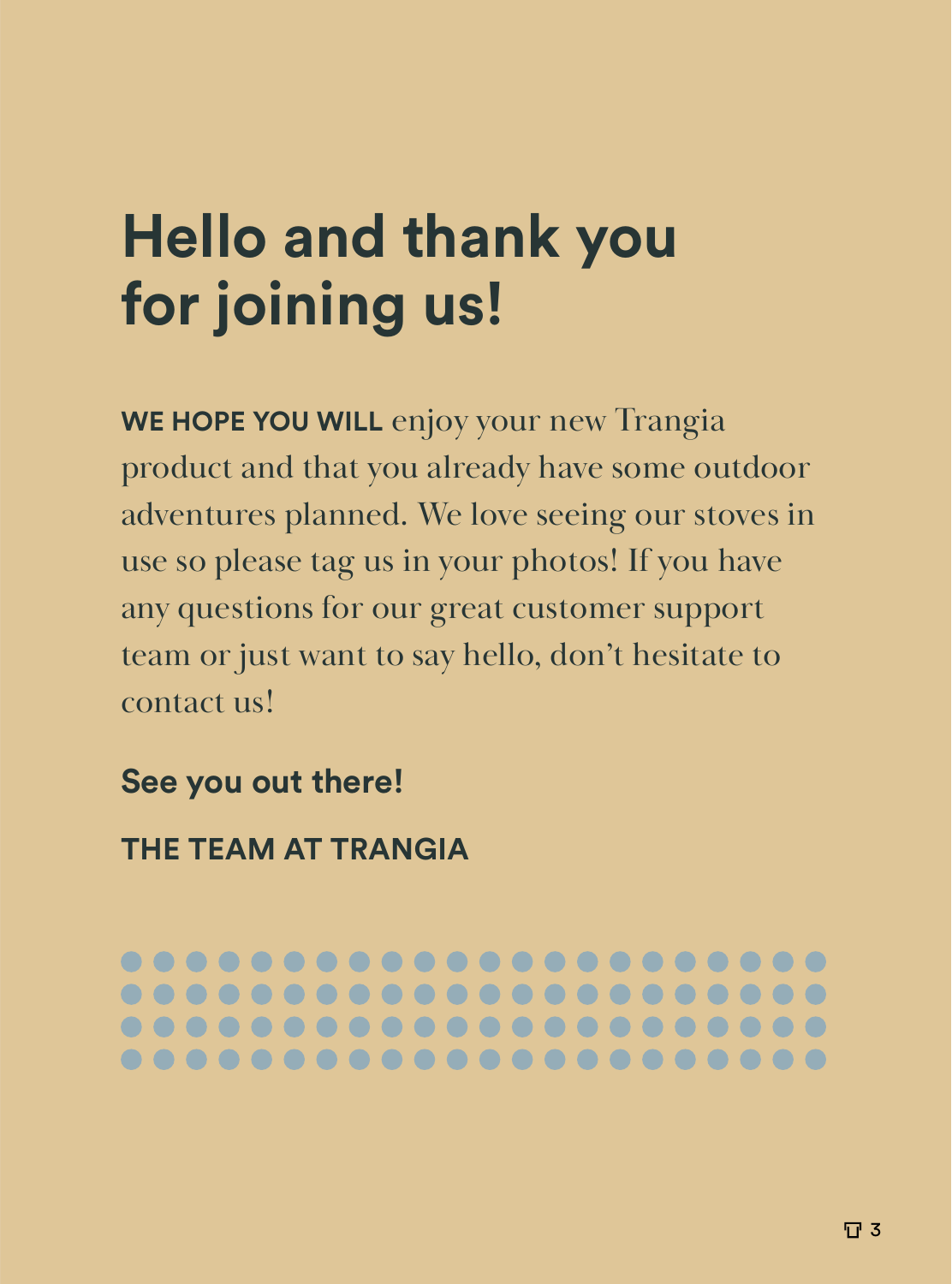# Hello and thank you for joining us!

**WE HOPE YOU WILL** enjoy your new Trangia product and that you already have some outdoor adventures planned. We love seeing our stoves in use so please tag us in your photos! If you have any questions for our great customer support team or just want to say hello, don't hesitate to contact us!

**See you out there!**

**THE TEAM AT TRANGIA**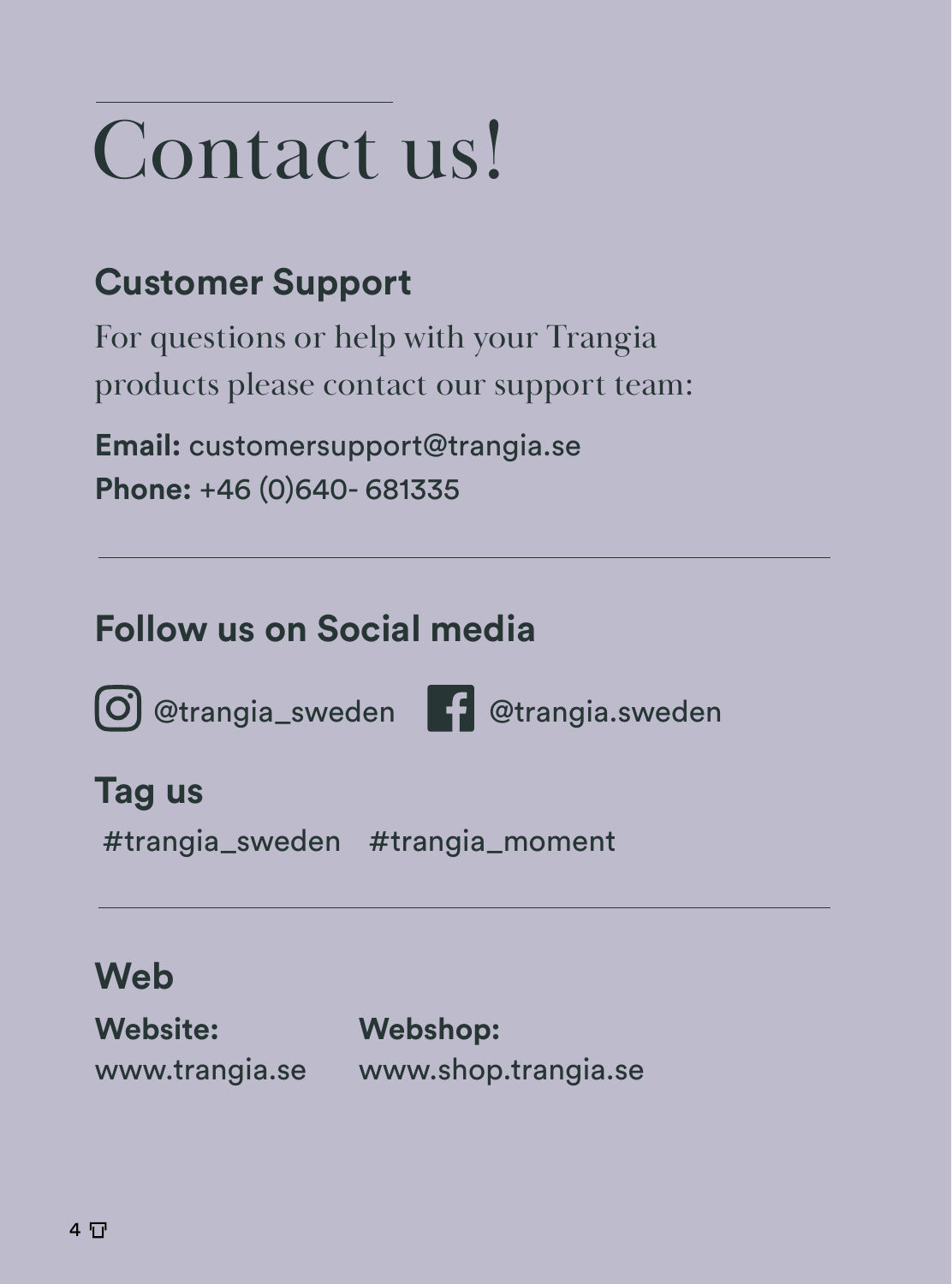# Contact us!

## Customer Support

For questions or help with your Trangia products please contact our support team:

**Email:** customersupport@trangia.se
**Phone:** +46 (0)640- 681335

---

## Follow us on Social media

Instagram: @trangia_sweden    Facebook: @trangia.sweden

## Tag us

#trangia_sweden   #trangia_moment

---

## Web

**Website:**
www.trangia.se

**Webshop:**
www.shop.trangia.se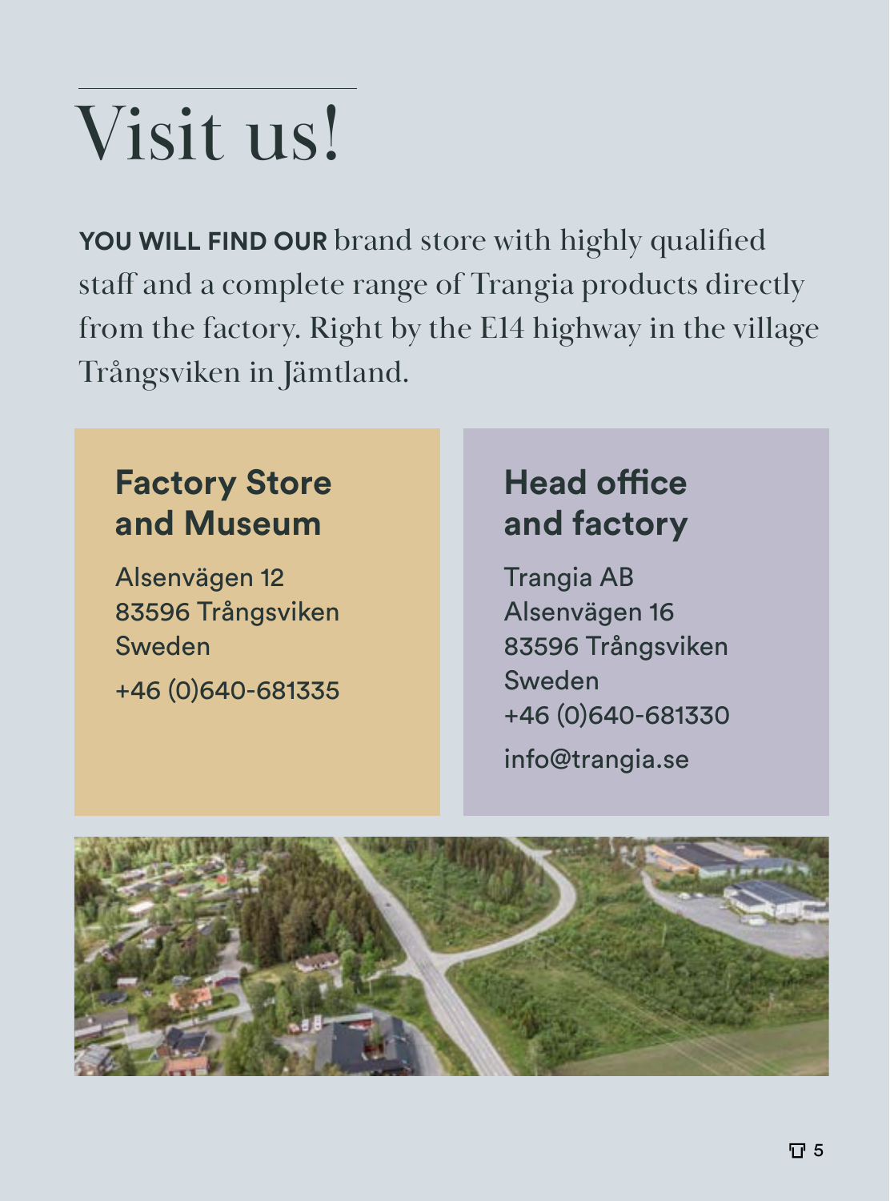# Visit us!

**YOU WILL FIND OUR** brand store with highly qualified staff and a complete range of Trangia products directly from the factory. Right by the E14 highway in the village Trångsviken in Jämtland.

## Factory Store and Museum

Alsenvägen 12
83596 Trångsviken
Sweden

+46 (0)640-681335

## Head office and factory

Trangia AB
Alsenvägen 16
83596 Trångsviken
Sweden
+46 (0)640-681330

info@trangia.se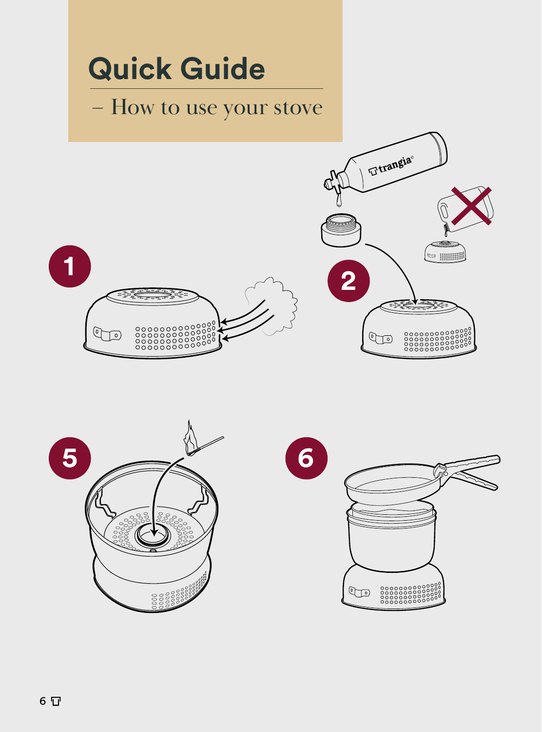# Quick Guide

– How to use your stove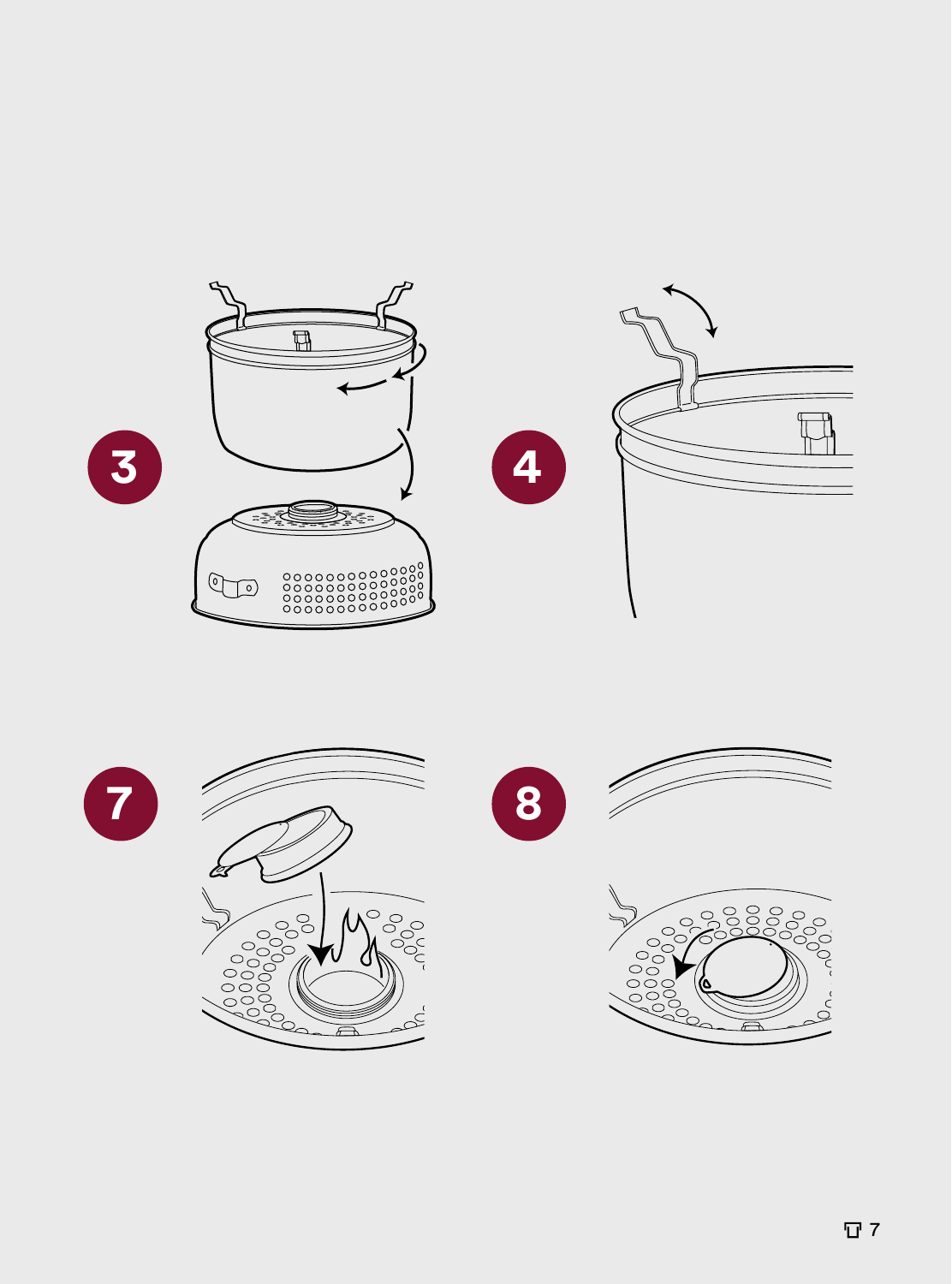3

4

7

8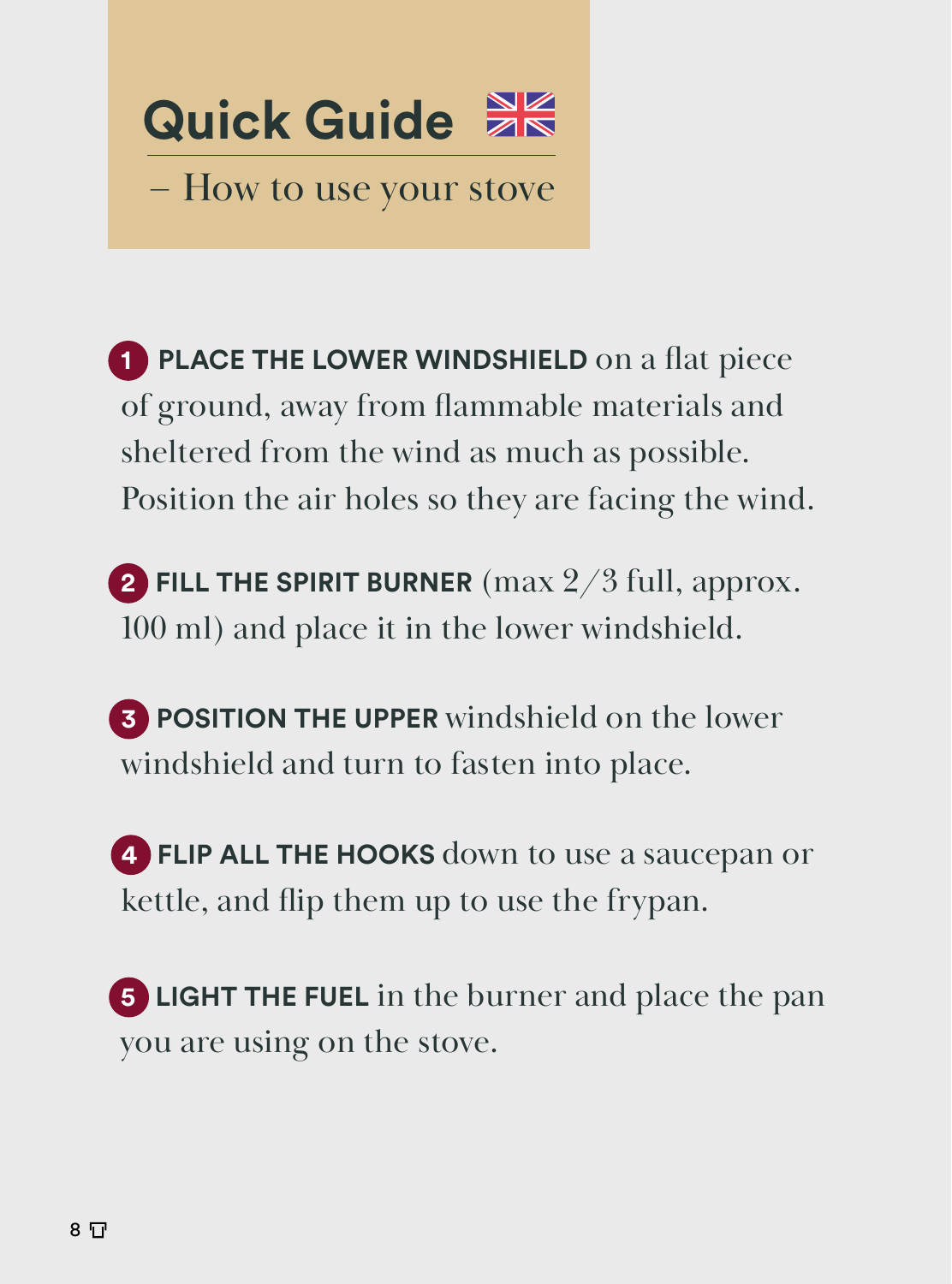# Quick Guide

– How to use your stove

1. **PLACE THE LOWER WINDSHIELD** on a flat piece of ground, away from flammable materials and sheltered from the wind as much as possible. Position the air holes so they are facing the wind.

2. **FILL THE SPIRIT BURNER** (max 2/3 full, approx. 100 ml) and place it in the lower windshield.

3. **POSITION THE UPPER** windshield on the lower windshield and turn to fasten into place.

4. **FLIP ALL THE HOOKS** down to use a saucepan or kettle, and flip them up to use the frypan.

5. **LIGHT THE FUEL** in the burner and place the pan you are using on the stove.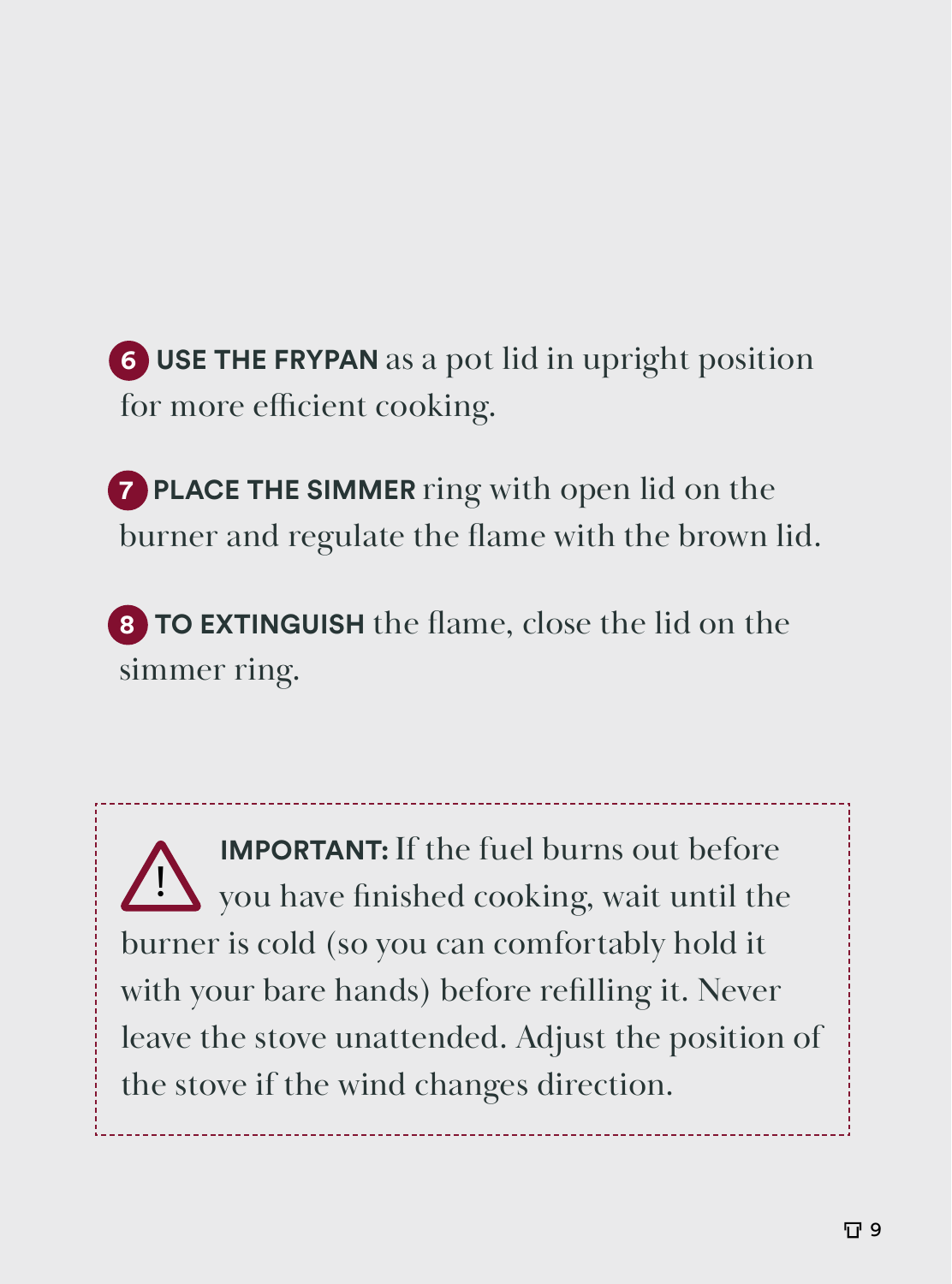6. **USE THE FRYPAN** as a pot lid in upright position for more efficient cooking.

7. **PLACE THE SIMMER** ring with open lid on the burner and regulate the flame with the brown lid.

8. **TO EXTINGUISH** the flame, close the lid on the simmer ring.

> ⚠ **IMPORTANT:** If the fuel burns out before you have finished cooking, wait until the burner is cold (so you can comfortably hold it with your bare hands) before refilling it. Never leave the stove unattended. Adjust the position of the stove if the wind changes direction.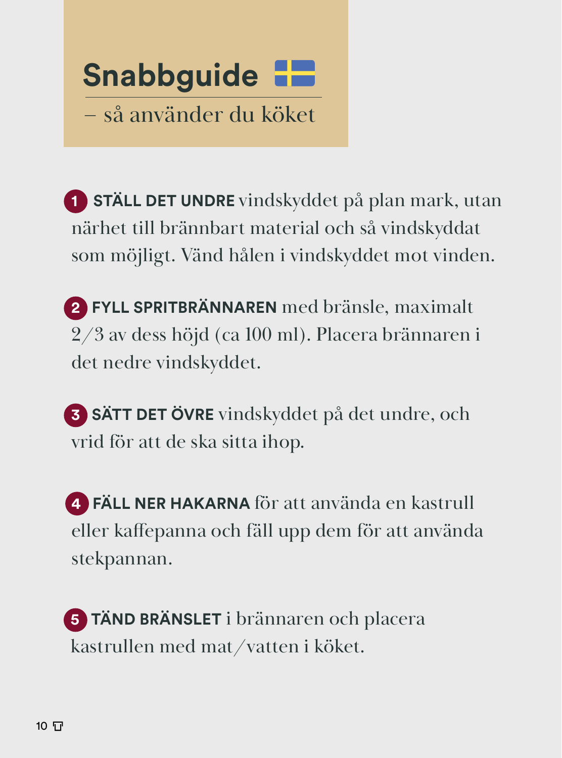# Snabbguide

– så använder du köket

1. **STÄLL DET UNDRE** vindskyddet på plan mark, utan närhet till brännbart material och så vindskyddat som möjligt. Vänd hålen i vindskyddet mot vinden.

2. **FYLL SPRITBRÄNNAREN** med bränsle, maximalt 2/3 av dess höjd (ca 100 ml). Placera brännaren i det nedre vindskyddet.

3. **SÄTT DET ÖVRE** vindskyddet på det undre, och vrid för att de ska sitta ihop.

4. **FÄLL NER HAKARNA** för att använda en kastrull eller kaffepanna och fäll upp dem för att använda stekpannan.

5. **TÄND BRÄNSLET** i brännaren och placera kastrullen med mat/vatten i köket.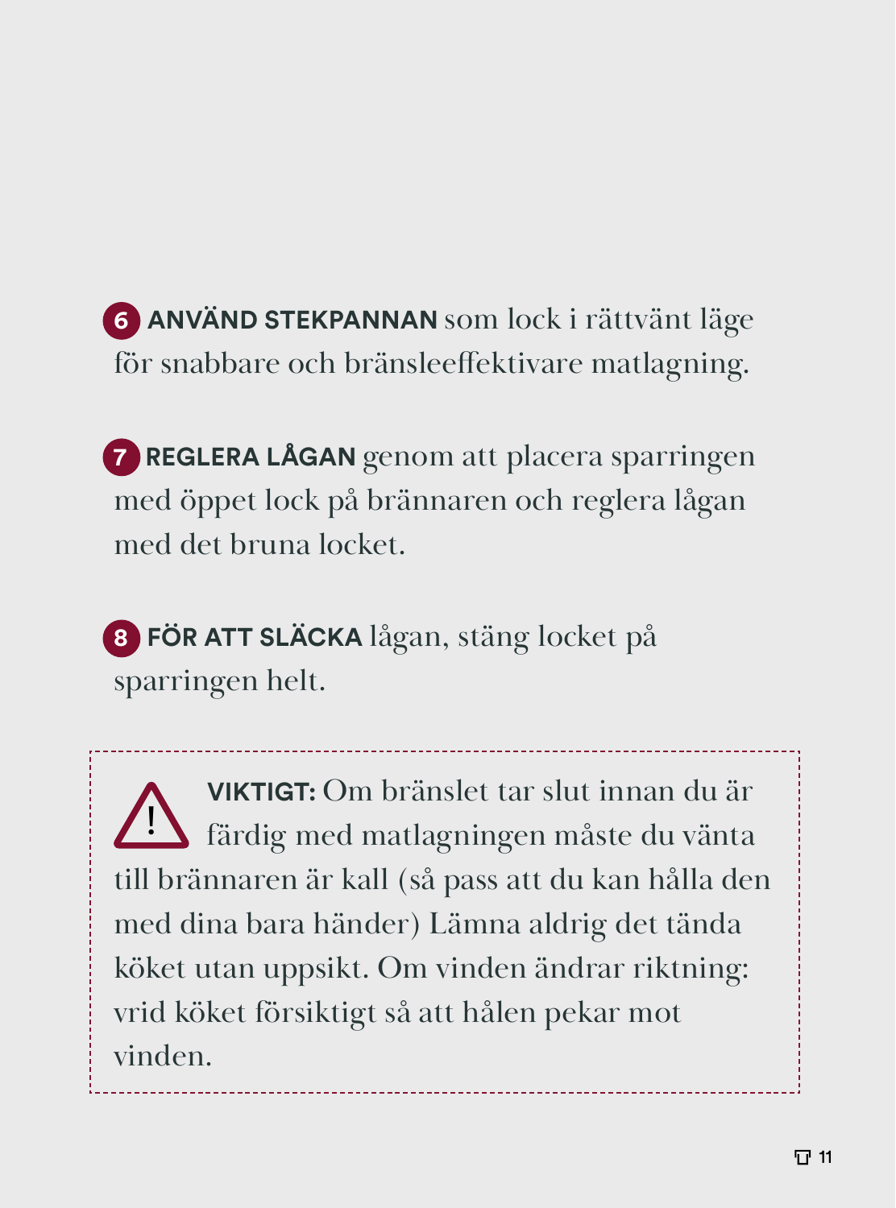6 **ANVÄND STEKPANNAN** som lock i rättvänt läge för snabbare och bränsleeffektivare matlagning.

7 **REGLERA LÅGAN** genom att placera sparringen med öppet lock på brännaren och reglera lågan med det bruna locket.

8 **FÖR ATT SLÄCKA** lågan, stäng locket på sparringen helt.

> ⚠ **VIKTIGT:** Om bränslet tar slut innan du är färdig med matlagningen måste du vänta till brännaren är kall (så pass att du kan hålla den med dina bara händer) Lämna aldrig det tända köket utan uppsikt. Om vinden ändrar riktning: vrid köket försiktigt så att hålen pekar mot vinden.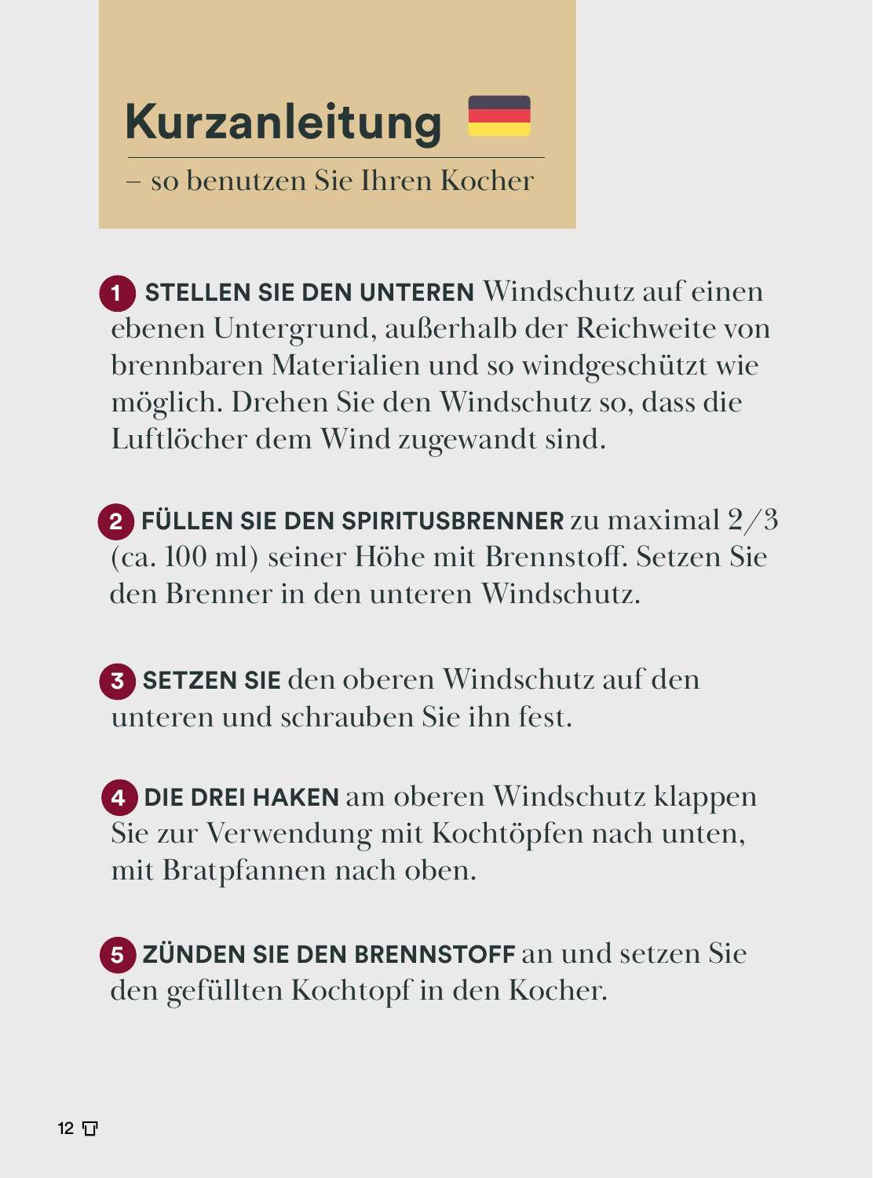# Kurzanleitung

– so benutzen Sie Ihren Kocher

1. **STELLEN SIE DEN UNTEREN** Windschutz auf einen ebenen Untergrund, außerhalb der Reichweite von brennbaren Materialien und so windgeschützt wie möglich. Drehen Sie den Windschutz so, dass die Luftlöcher dem Wind zugewandt sind.

2. **FÜLLEN SIE DEN SPIRITUSBRENNER** zu maximal 2/3 (ca. 100 ml) seiner Höhe mit Brennstoff. Setzen Sie den Brenner in den unteren Windschutz.

3. **SETZEN SIE** den oberen Windschutz auf den unteren und schrauben Sie ihn fest.

4. **DIE DREI HAKEN** am oberen Windschutz klappen Sie zur Verwendung mit Kochtöpfen nach unten, mit Bratpfannen nach oben.

5. **ZÜNDEN SIE DEN BRENNSTOFF** an und setzen Sie den gefüllten Kochtopf in den Kocher.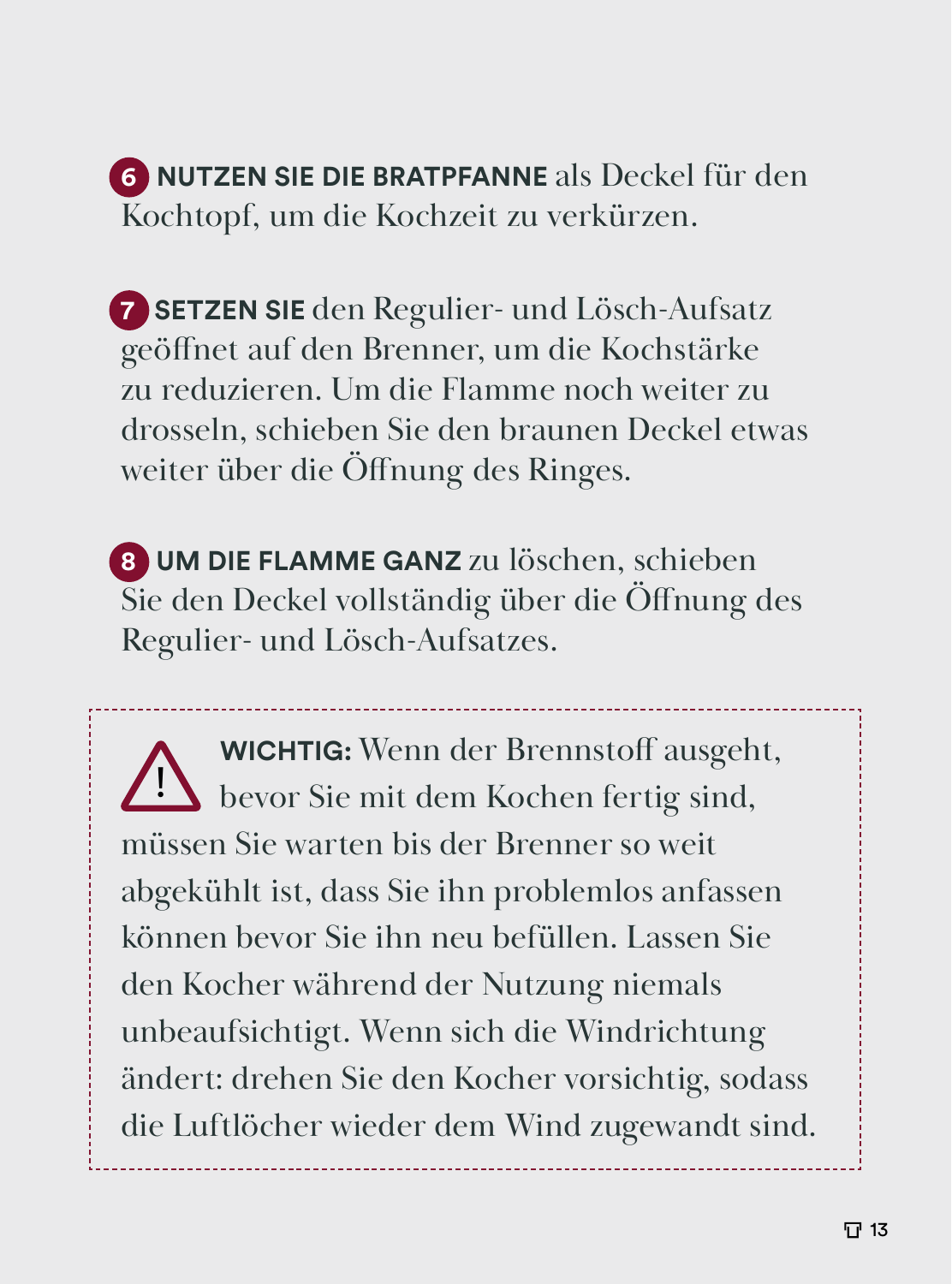6 **NUTZEN SIE DIE BRATPFANNE** als Deckel für den Kochtopf, um die Kochzeit zu verkürzen.

7 **SETZEN SIE** den Regulier- und Lösch-Aufsatz geöffnet auf den Brenner, um die Kochstärke zu reduzieren. Um die Flamme noch weiter zu drosseln, schieben Sie den braunen Deckel etwas weiter über die Öffnung des Ringes.

8 **UM DIE FLAMME GANZ** zu löschen, schieben Sie den Deckel vollständig über die Öffnung des Regulier- und Lösch-Aufsatzes.

⚠ **WICHTIG:** Wenn der Brennstoff ausgeht, bevor Sie mit dem Kochen fertig sind, müssen Sie warten bis der Brenner so weit abgekühlt ist, dass Sie ihn problemlos anfassen können bevor Sie ihn neu befüllen. Lassen Sie den Kocher während der Nutzung niemals unbeaufsichtigt. Wenn sich die Windrichtung ändert: drehen Sie den Kocher vorsichtig, sodass die Luftlöcher wieder dem Wind zugewandt sind.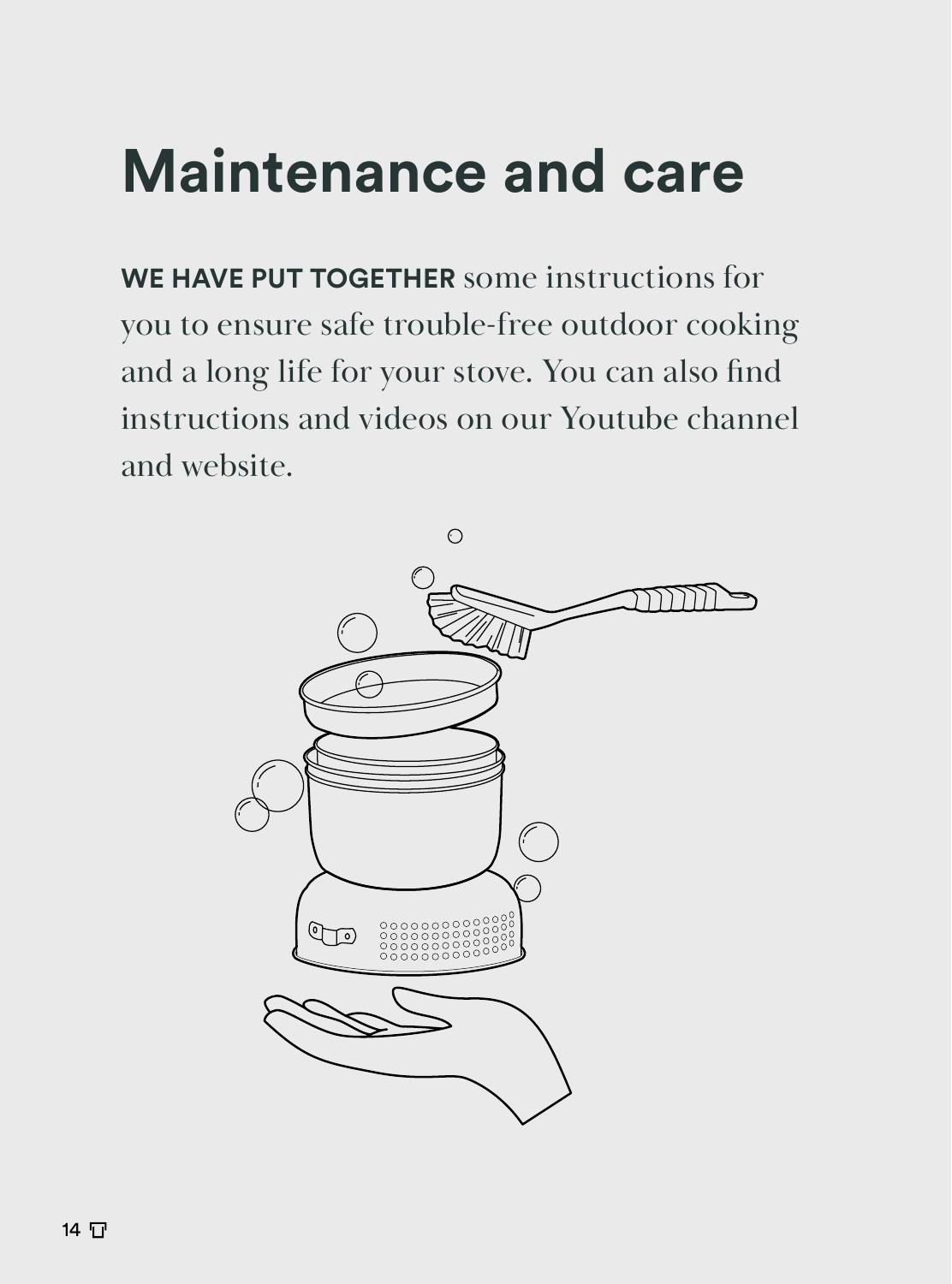# Maintenance and care

**WE HAVE PUT TOGETHER** some instructions for you to ensure safe trouble-free outdoor cooking and a long life for your stove. You can also find instructions and videos on our Youtube channel and website.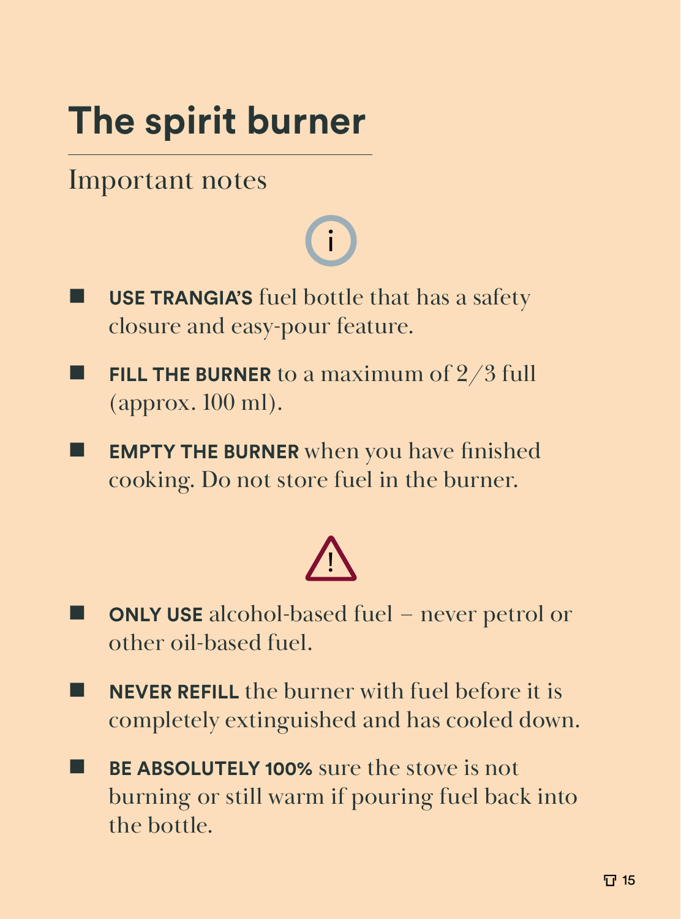# The spirit burner

## Important notes

- **USE TRANGIA'S** fuel bottle that has a safety closure and easy-pour feature.
- **FILL THE BURNER** to a maximum of 2/3 full (approx. 100 ml).
- **EMPTY THE BURNER** when you have finished cooking. Do not store fuel in the burner.

- **ONLY USE** alcohol-based fuel – never petrol or other oil-based fuel.
- **NEVER REFILL** the burner with fuel before it is completely extinguished and has cooled down.
- **BE ABSOLUTELY 100%** sure the stove is not burning or still warm if pouring fuel back into the bottle.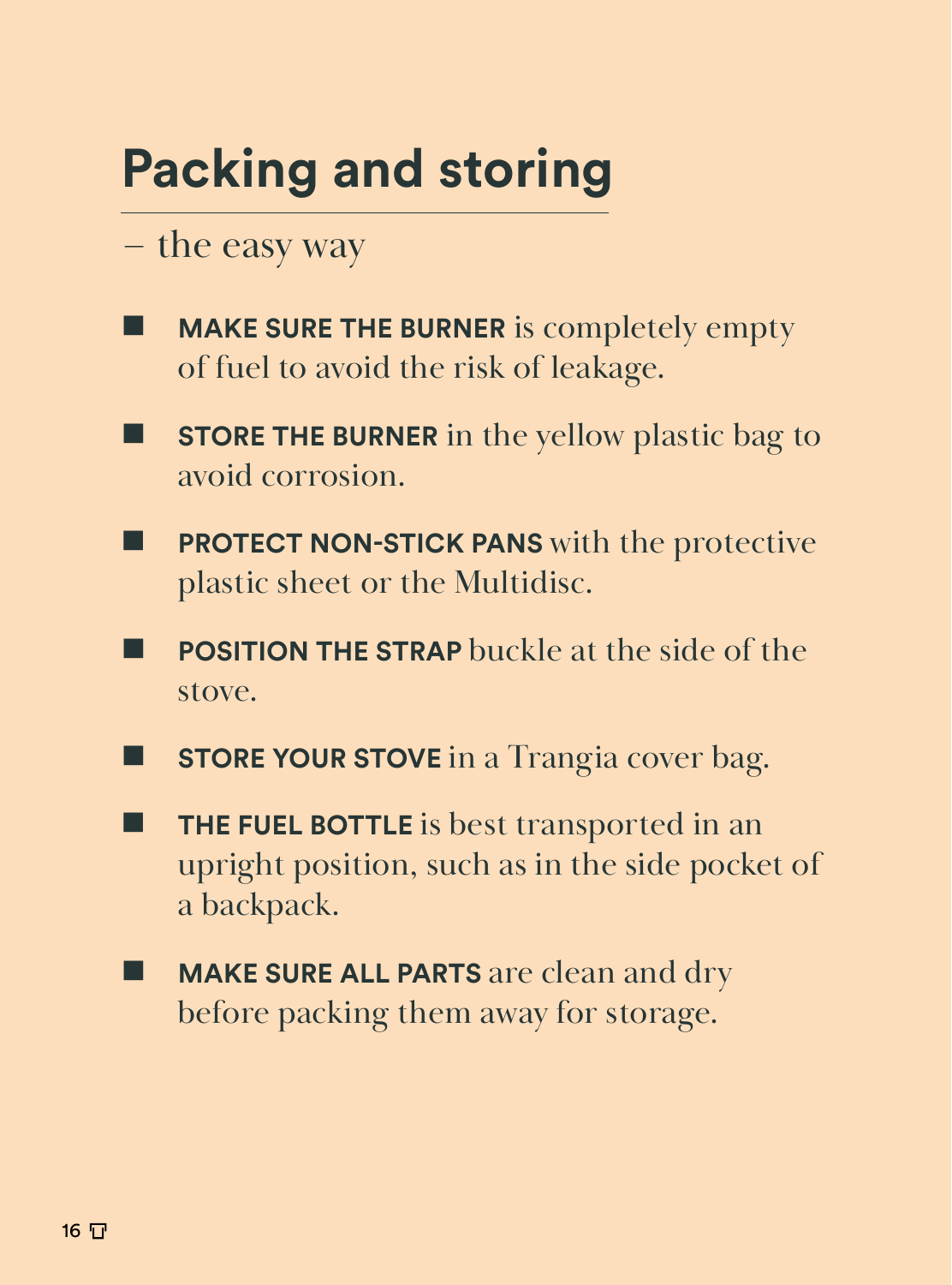# Packing and storing

– the easy way

- **MAKE SURE THE BURNER** is completely empty of fuel to avoid the risk of leakage.
- **STORE THE BURNER** in the yellow plastic bag to avoid corrosion.
- **PROTECT NON-STICK PANS** with the protective plastic sheet or the Multidisc.
- **POSITION THE STRAP** buckle at the side of the stove.
- **STORE YOUR STOVE** in a Trangia cover bag.
- **THE FUEL BOTTLE** is best transported in an upright position, such as in the side pocket of a backpack.
- **MAKE SURE ALL PARTS** are clean and dry before packing them away for storage.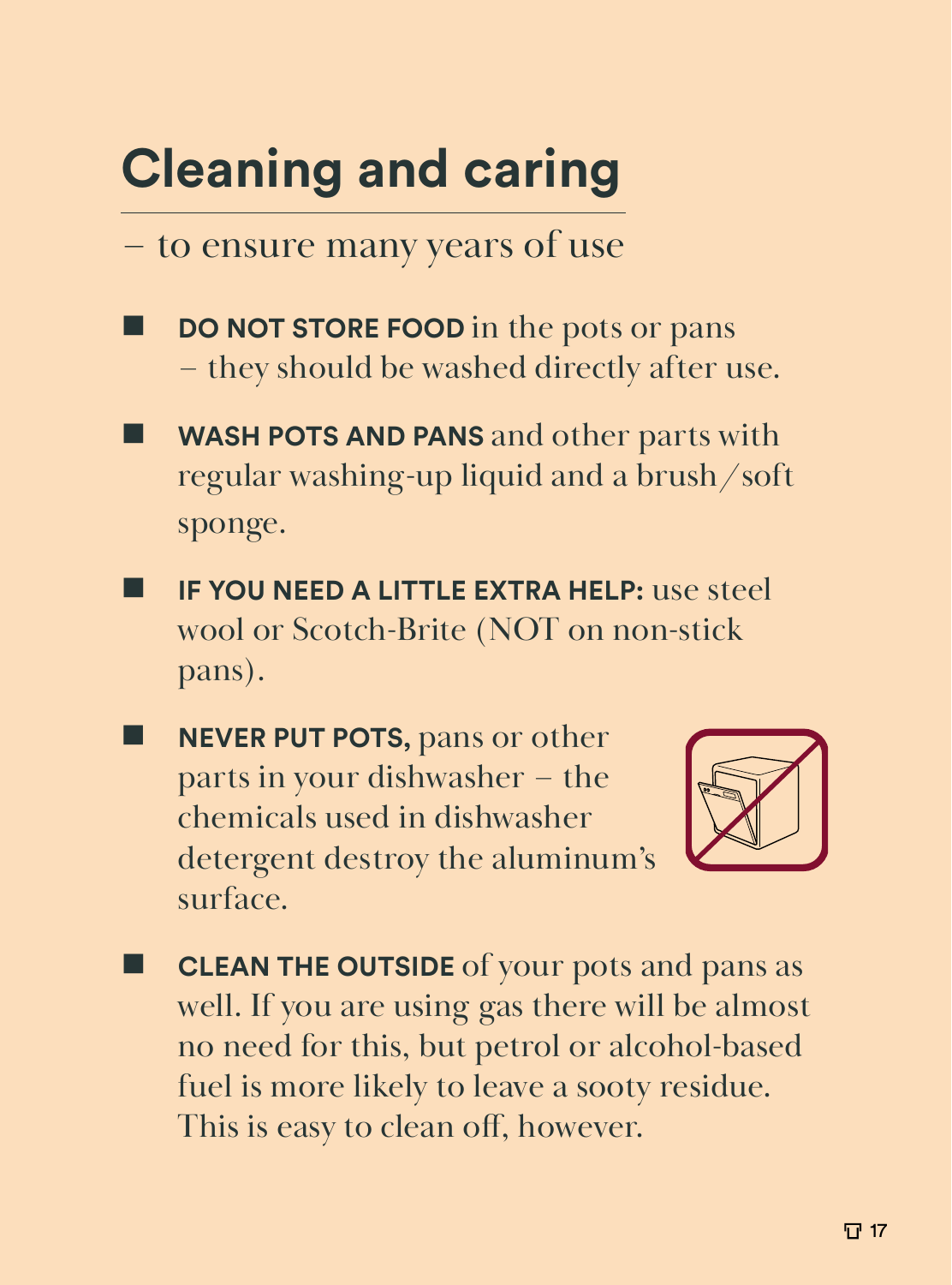# Cleaning and caring

– to ensure many years of use

- **DO NOT STORE FOOD** in the pots or pans – they should be washed directly after use.
- **WASH POTS AND PANS** and other parts with regular washing-up liquid and a brush/soft sponge.
- **IF YOU NEED A LITTLE EXTRA HELP:** use steel wool or Scotch-Brite (NOT on non-stick pans).
- **NEVER PUT POTS,** pans or other parts in your dishwasher – the chemicals used in dishwasher detergent destroy the aluminum's surface.
- **CLEAN THE OUTSIDE** of your pots and pans as well. If you are using gas there will be almost no need for this, but petrol or alcohol-based fuel is more likely to leave a sooty residue. This is easy to clean off, however.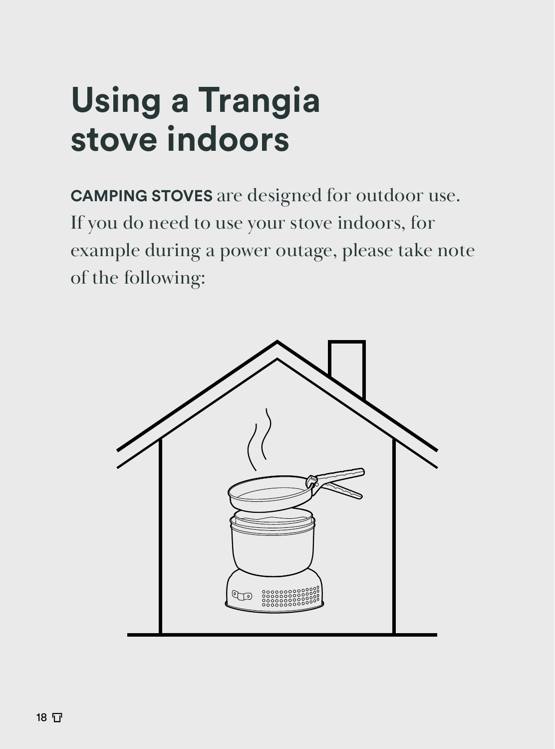# Using a Trangia stove indoors

**CAMPING STOVES** are designed for outdoor use. If you do need to use your stove indoors, for example during a power outage, please take note of the following: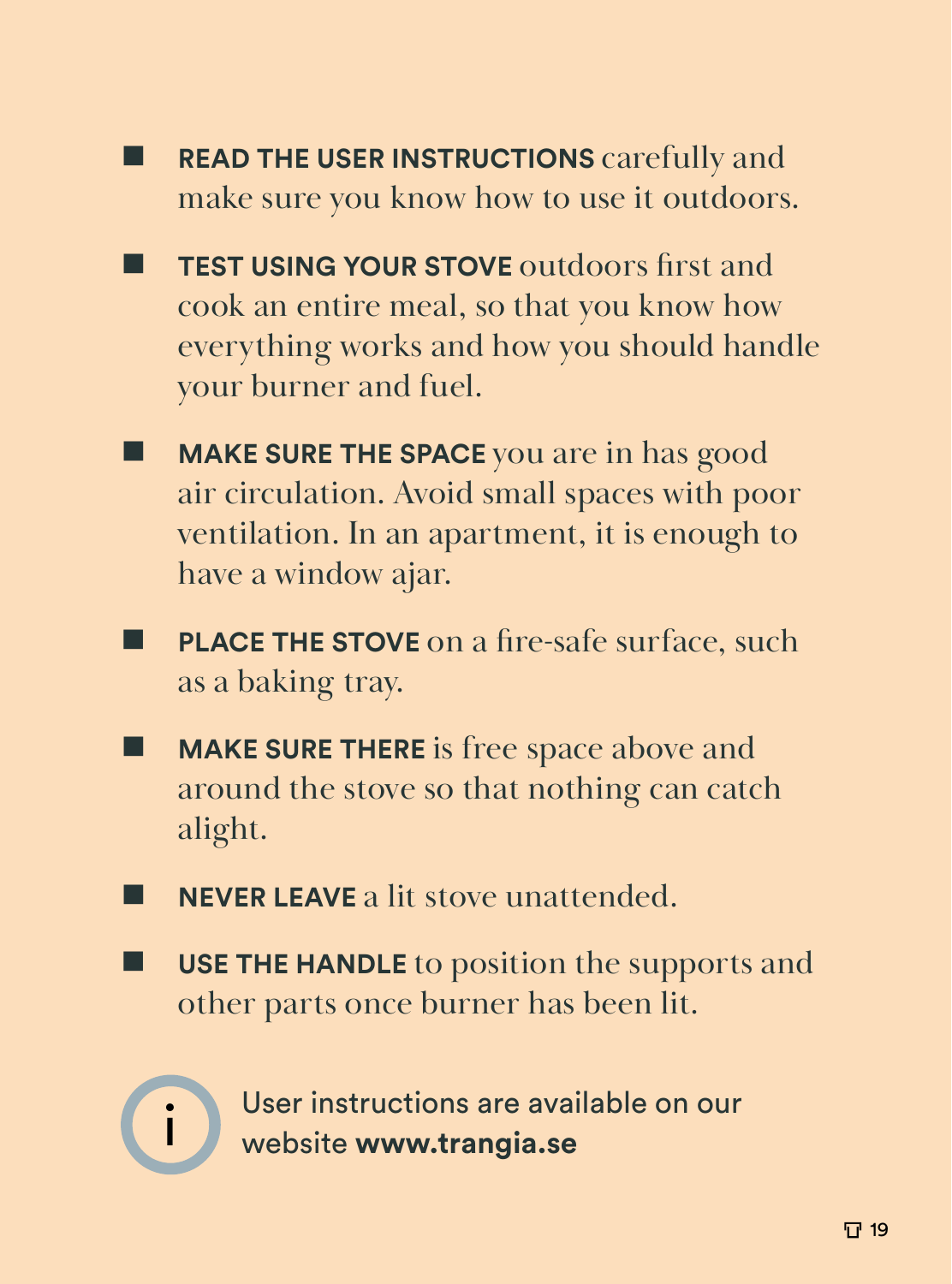- **READ THE USER INSTRUCTIONS** carefully and make sure you know how to use it outdoors.
- **TEST USING YOUR STOVE** outdoors first and cook an entire meal, so that you know how everything works and how you should handle your burner and fuel.
- **MAKE SURE THE SPACE** you are in has good air circulation. Avoid small spaces with poor ventilation. In an apartment, it is enough to have a window ajar.
- **PLACE THE STOVE** on a fire-safe surface, such as a baking tray.
- **MAKE SURE THERE** is free space above and around the stove so that nothing can catch alight.
- **NEVER LEAVE** a lit stove unattended.
- **USE THE HANDLE** to position the supports and other parts once burner has been lit.

User instructions are available on our website **www.trangia.se**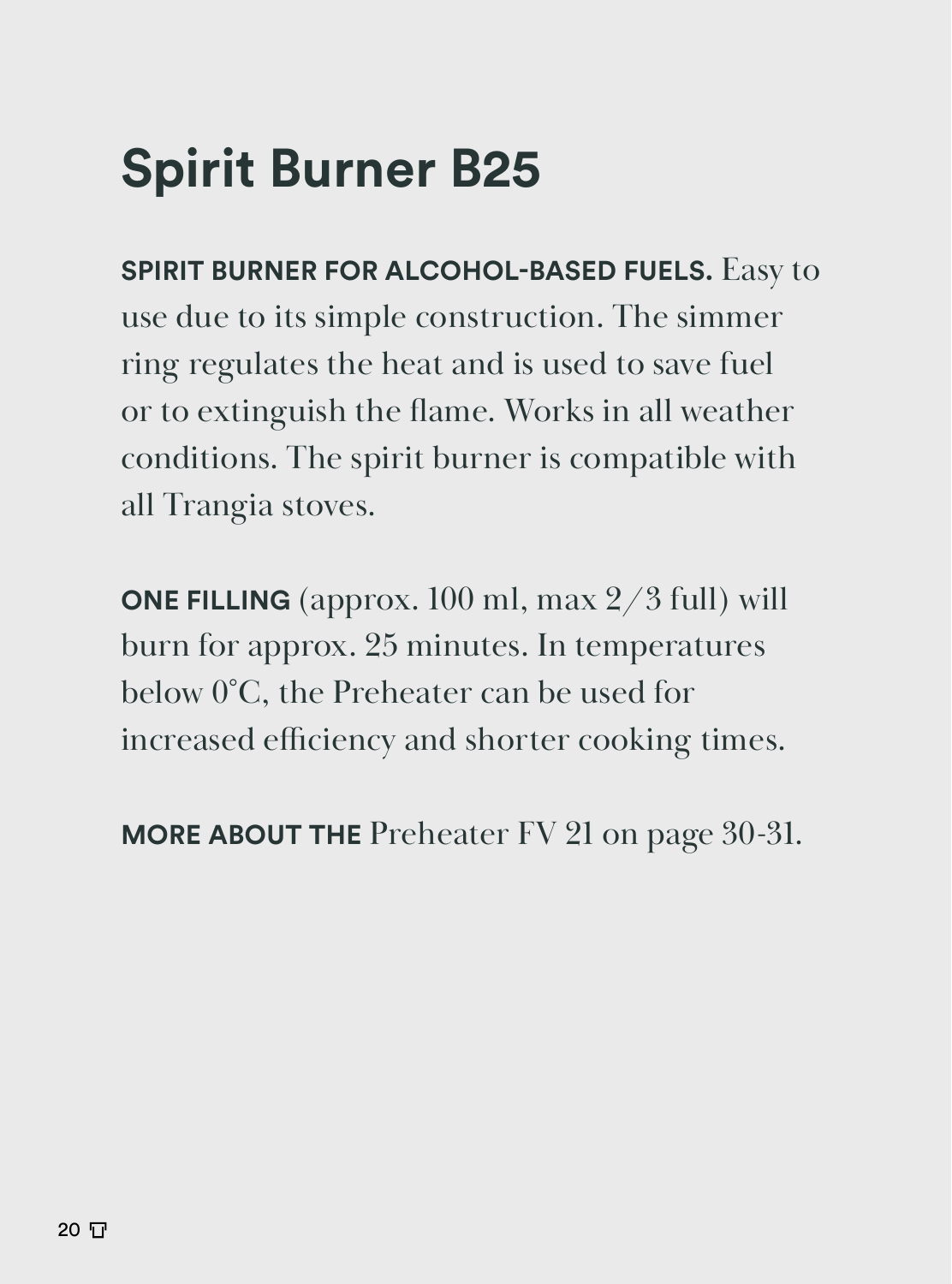# Spirit Burner B25

**SPIRIT BURNER FOR ALCOHOL-BASED FUELS.** Easy to use due to its simple construction. The simmer ring regulates the heat and is used to save fuel or to extinguish the flame. Works in all weather conditions. The spirit burner is compatible with all Trangia stoves.

**ONE FILLING** (approx. 100 ml, max 2/3 full) will burn for approx. 25 minutes. In temperatures below 0°C, the Preheater can be used for increased efficiency and shorter cooking times.

**MORE ABOUT THE** Preheater FV 21 on page 30-31.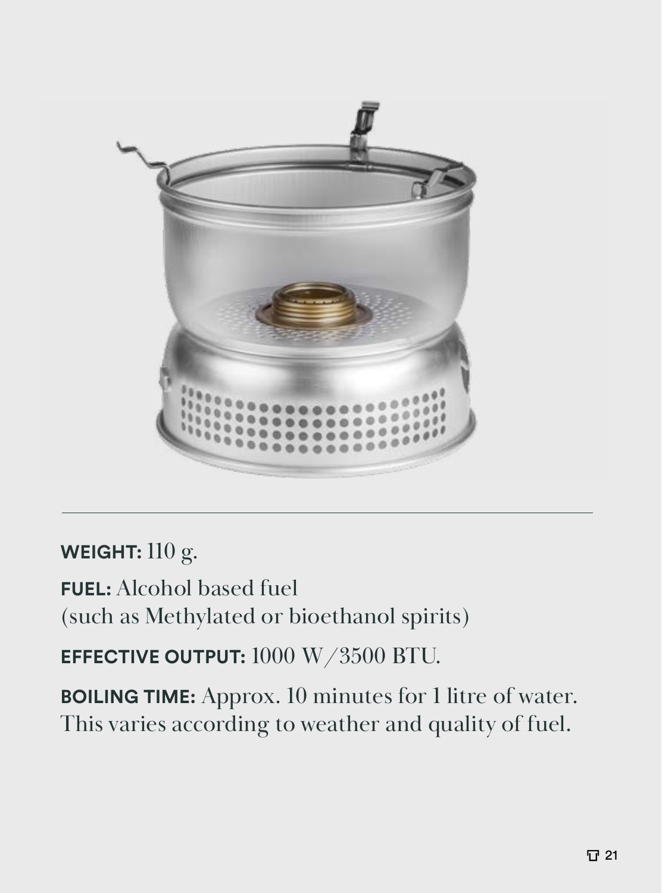**WEIGHT:** 110 g.

**FUEL:** Alcohol based fuel
(such as Methylated or bioethanol spirits)

**EFFECTIVE OUTPUT:** 1000 W/3500 BTU.

**BOILING TIME:** Approx. 10 minutes for 1 litre of water. This varies according to weather and quality of fuel.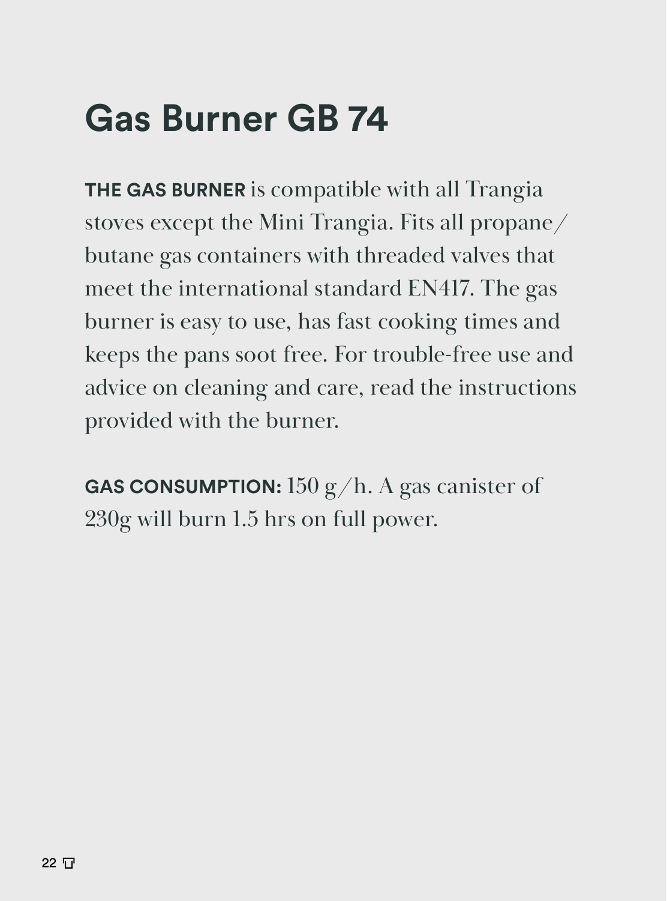# Gas Burner GB 74

**THE GAS BURNER** is compatible with all Trangia stoves except the Mini Trangia. Fits all propane/butane gas containers with threaded valves that meet the international standard EN417. The gas burner is easy to use, has fast cooking times and keeps the pans soot free. For trouble-free use and advice on cleaning and care, read the instructions provided with the burner.

**GAS CONSUMPTION:** 150 g/h. A gas canister of 230g will burn 1.5 hrs on full power.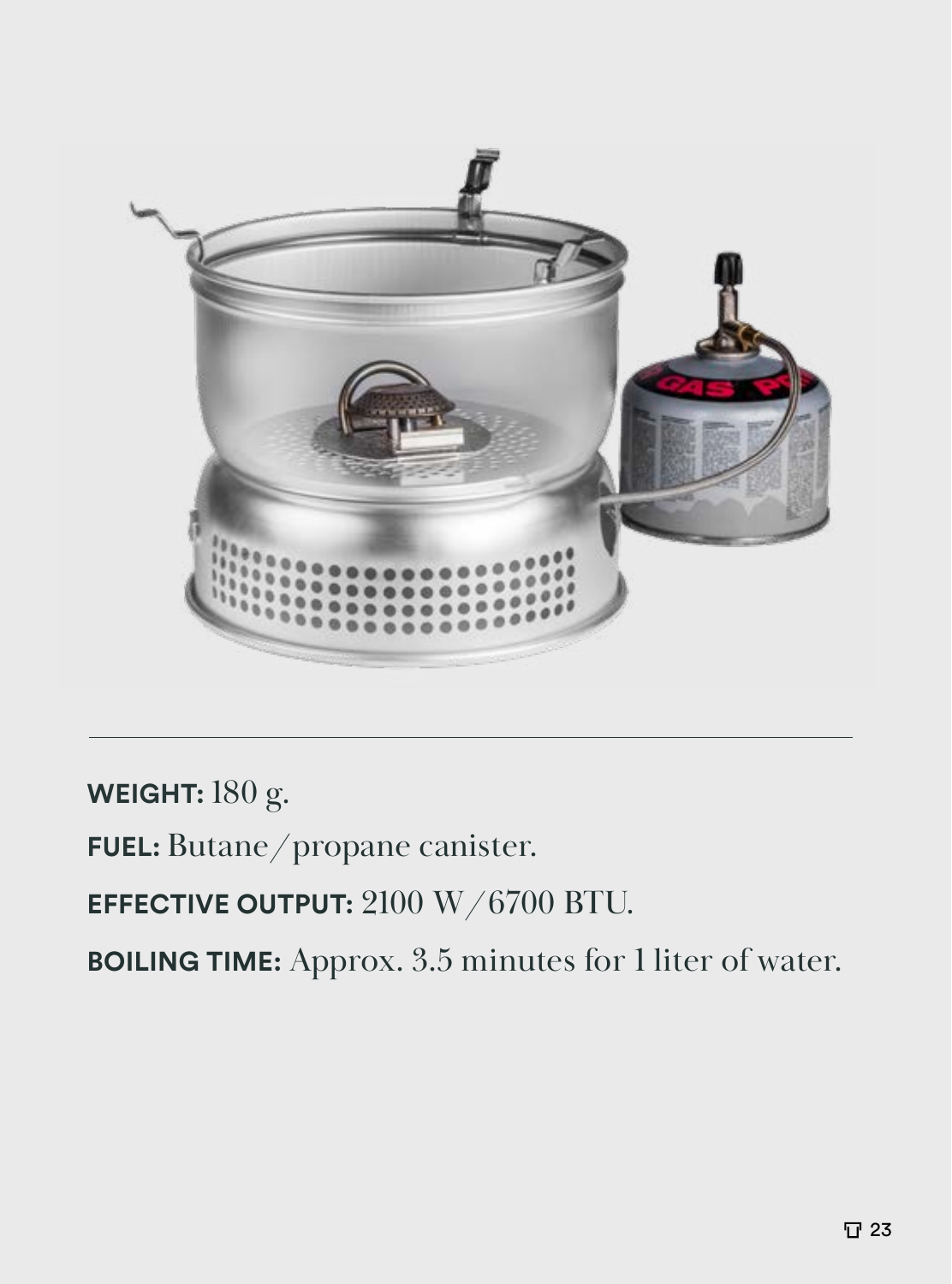**WEIGHT:** 180 g.

**FUEL:** Butane/propane canister.

**EFFECTIVE OUTPUT:** 2100 W/6700 BTU.

**BOILING TIME:** Approx. 3.5 minutes for 1 liter of water.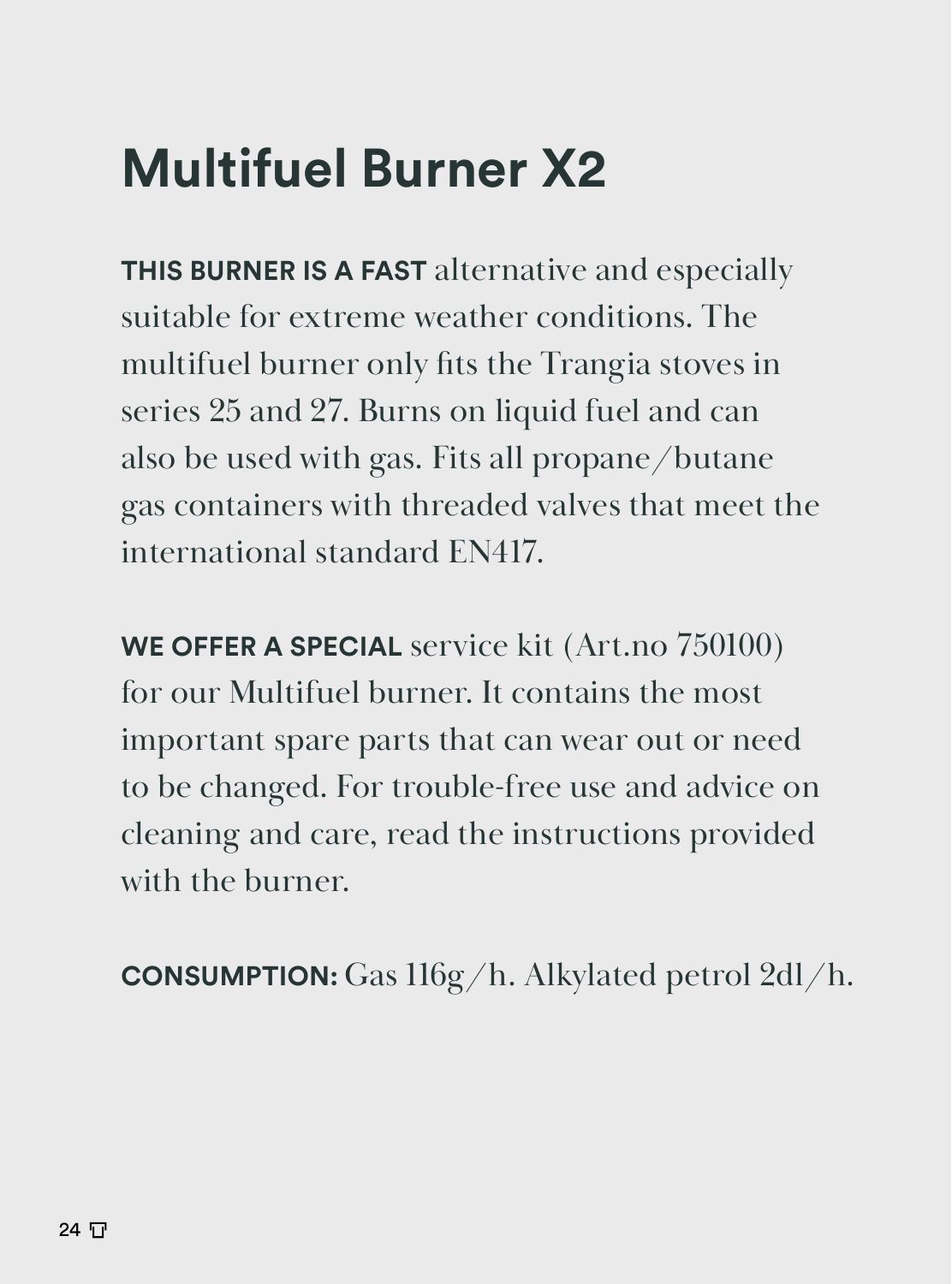# Multifuel Burner X2

**THIS BURNER IS A FAST** alternative and especially suitable for extreme weather conditions. The multifuel burner only fits the Trangia stoves in series 25 and 27. Burns on liquid fuel and can also be used with gas. Fits all propane/butane gas containers with threaded valves that meet the international standard EN417.

**WE OFFER A SPECIAL** service kit (Art.no 750100) for our Multifuel burner. It contains the most important spare parts that can wear out or need to be changed. For trouble-free use and advice on cleaning and care, read the instructions provided with the burner.

**CONSUMPTION:** Gas 116g/h. Alkylated petrol 2dl/h.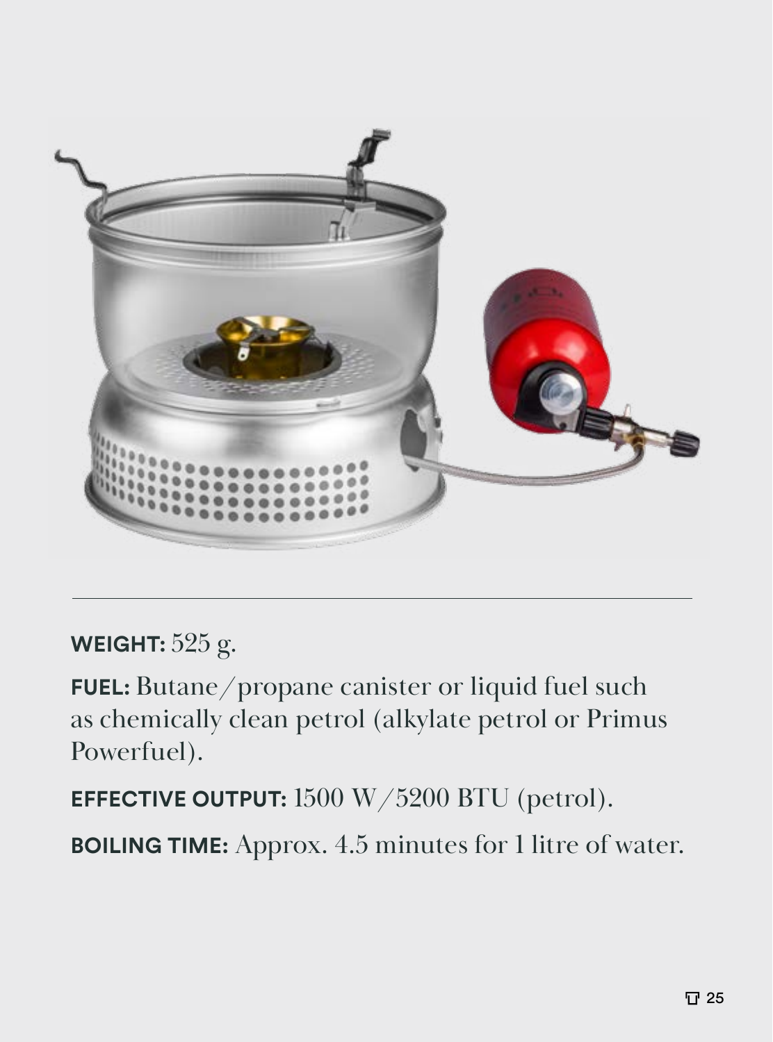**WEIGHT:** 525 g.

**FUEL:** Butane/propane canister or liquid fuel such as chemically clean petrol (alkylate petrol or Primus Powerfuel).

**EFFECTIVE OUTPUT:** 1500 W/5200 BTU (petrol).

**BOILING TIME:** Approx. 4.5 minutes for 1 litre of water.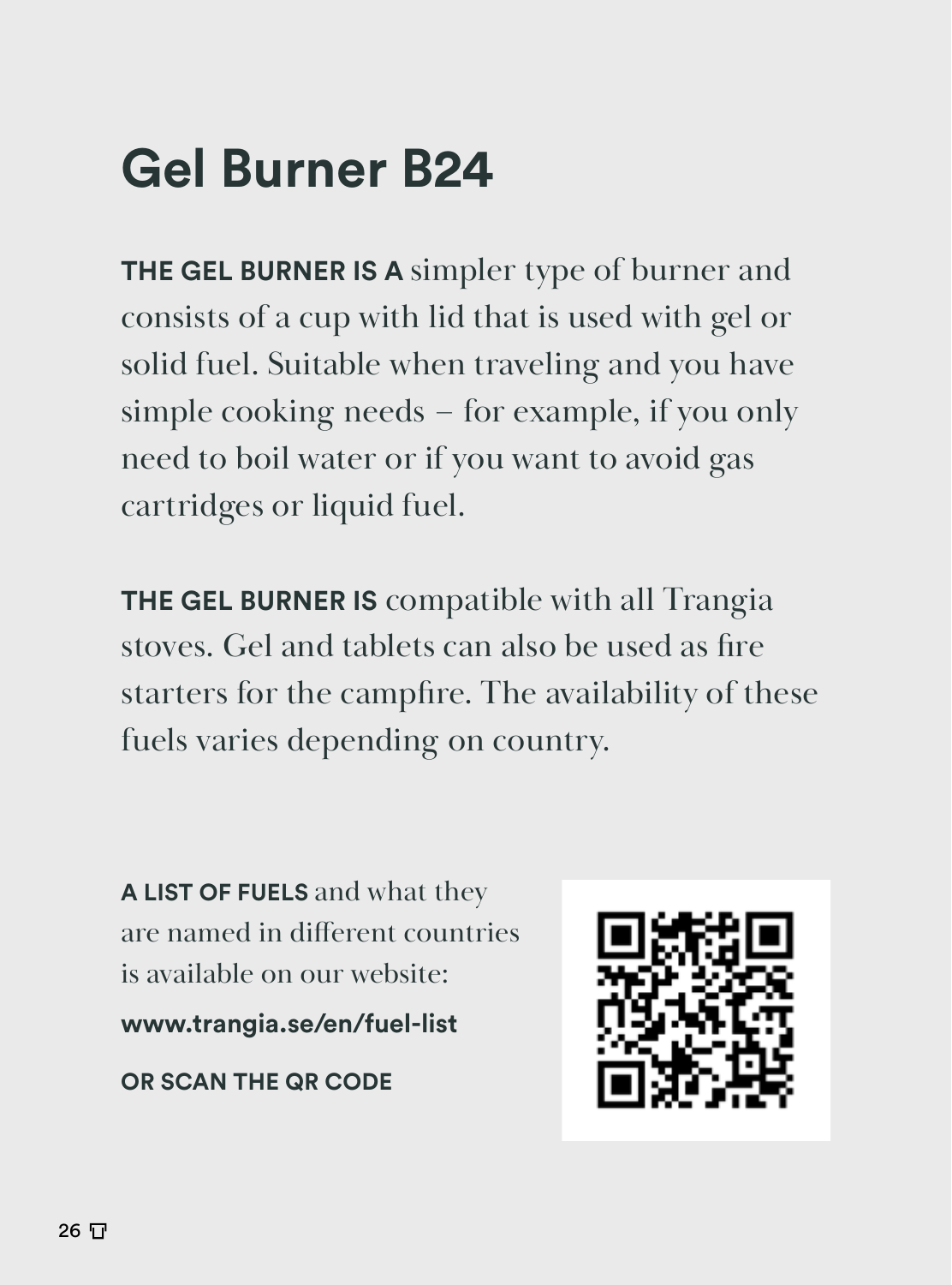# Gel Burner B24

**THE GEL BURNER IS A** simpler type of burner and consists of a cup with lid that is used with gel or solid fuel. Suitable when traveling and you have simple cooking needs – for example, if you only need to boil water or if you want to avoid gas cartridges or liquid fuel.

**THE GEL BURNER IS** compatible with all Trangia stoves. Gel and tablets can also be used as fire starters for the campfire. The availability of these fuels varies depending on country.

**A LIST OF FUELS** and what they are named in different countries is available on our website:

**www.trangia.se/en/fuel-list**

**OR SCAN THE QR CODE**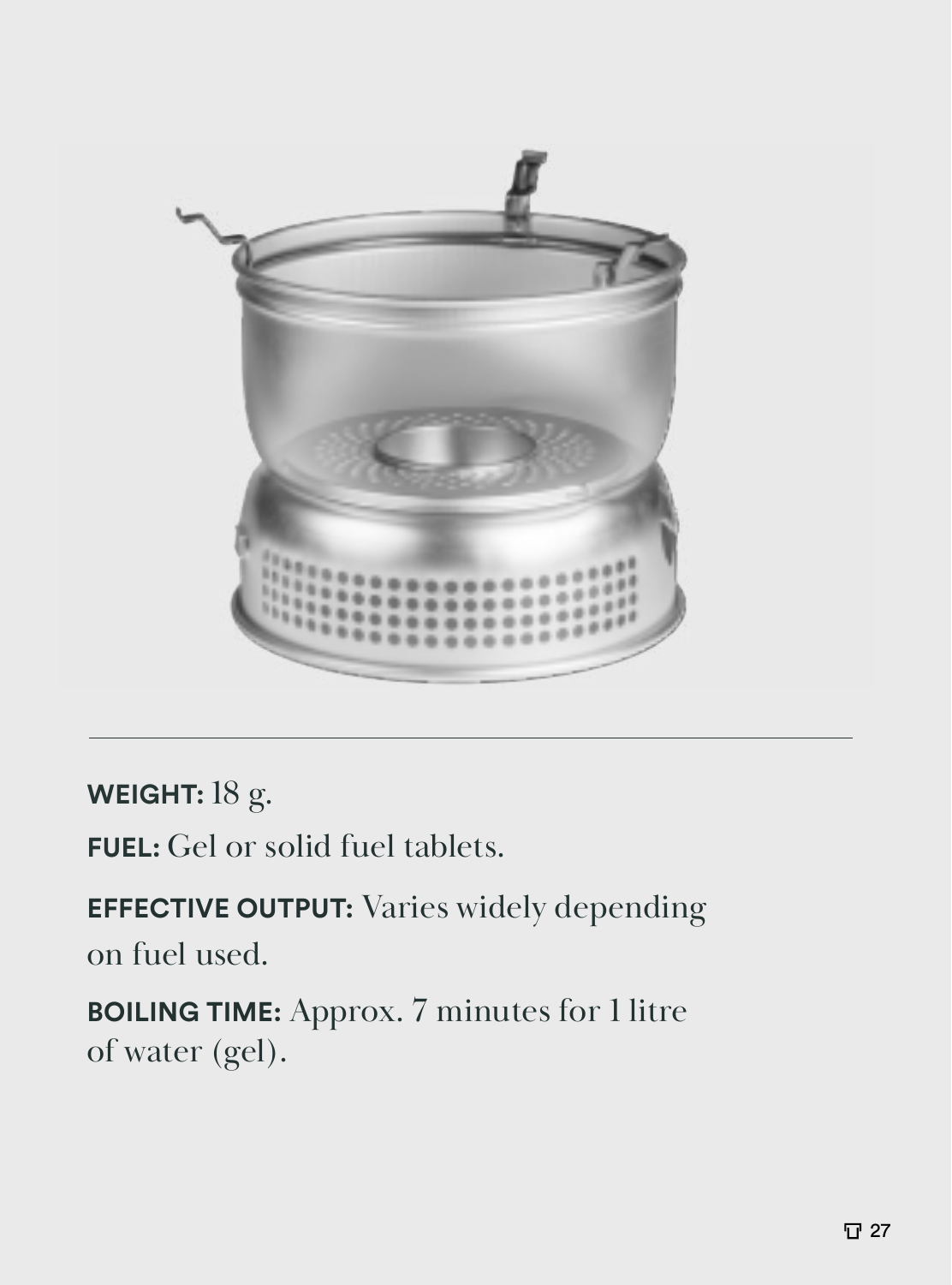**WEIGHT:** 18 g.

**FUEL:** Gel or solid fuel tablets.

**EFFECTIVE OUTPUT:** Varies widely depending on fuel used.

**BOILING TIME:** Approx. 7 minutes for 1 litre of water (gel).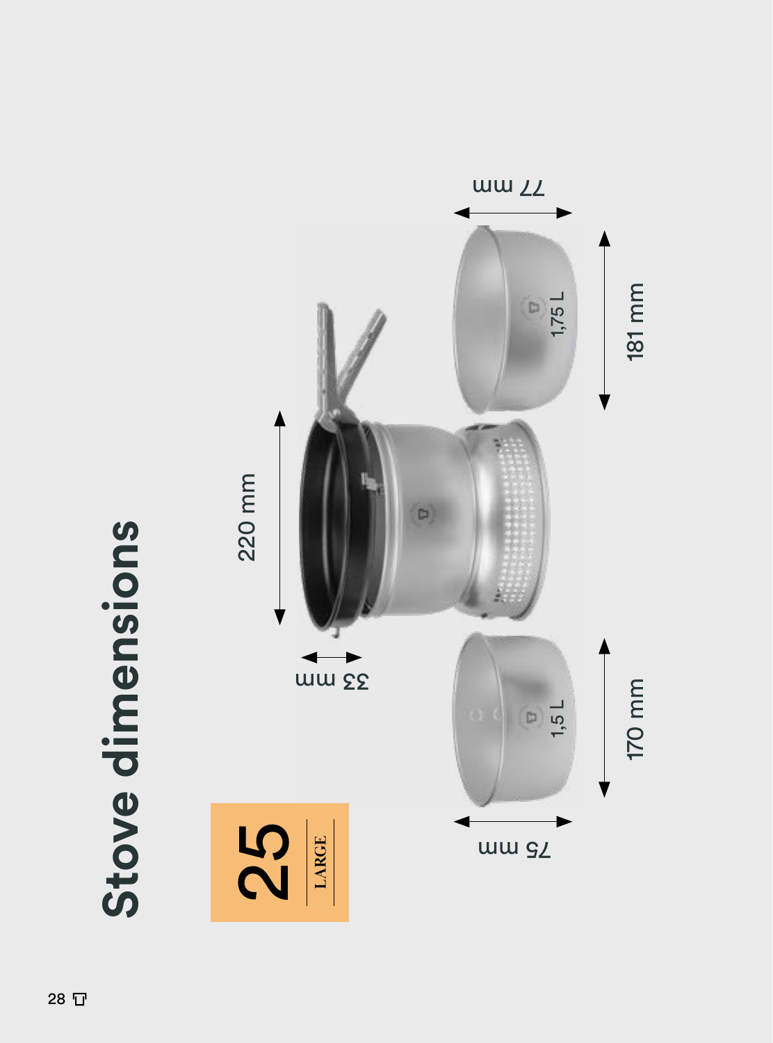# Stove dimensions

25
LARGE

220 mm

33 mm

1,75 L

181 mm

77 mm

1,5 L

170 mm

75 mm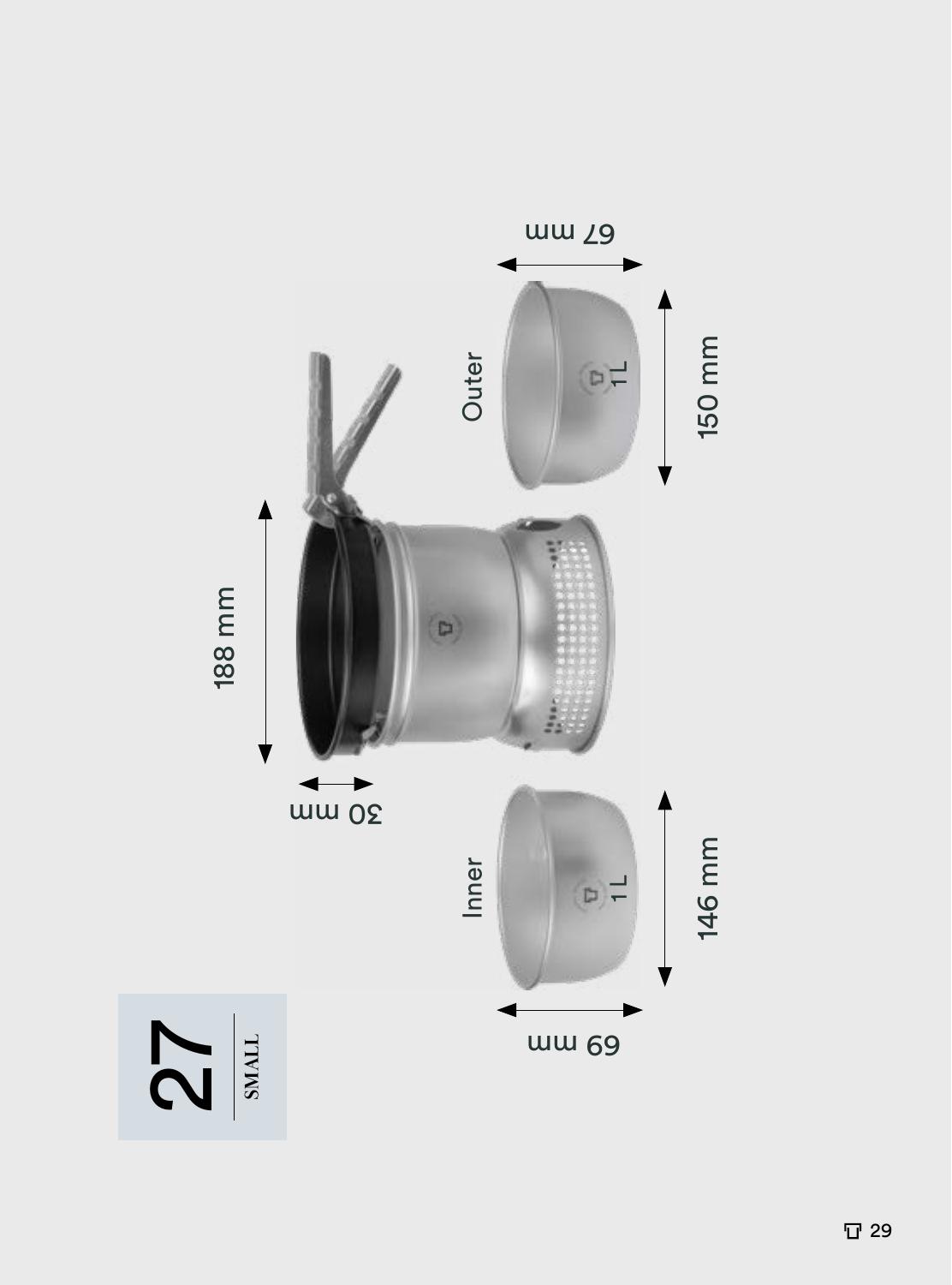27
SMALL

188 mm

30 mm

Outer

1 L

150 mm

67 mm

Inner

1 L

146 mm

69 mm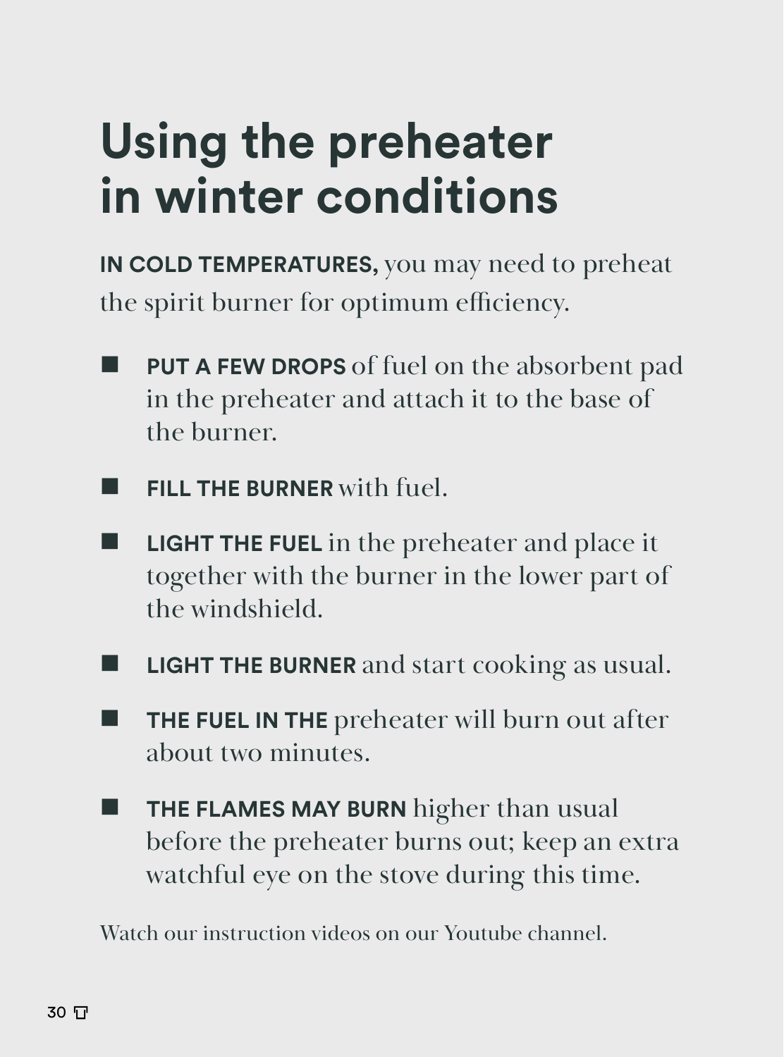# Using the preheater in winter conditions

**IN COLD TEMPERATURES,** you may need to preheat the spirit burner for optimum efficiency.

- **PUT A FEW DROPS** of fuel on the absorbent pad in the preheater and attach it to the base of the burner.
- **FILL THE BURNER** with fuel.
- **LIGHT THE FUEL** in the preheater and place it together with the burner in the lower part of the windshield.
- **LIGHT THE BURNER** and start cooking as usual.
- **THE FUEL IN THE** preheater will burn out after about two minutes.
- **THE FLAMES MAY BURN** higher than usual before the preheater burns out; keep an extra watchful eye on the stove during this time.

Watch our instruction videos on our Youtube channel.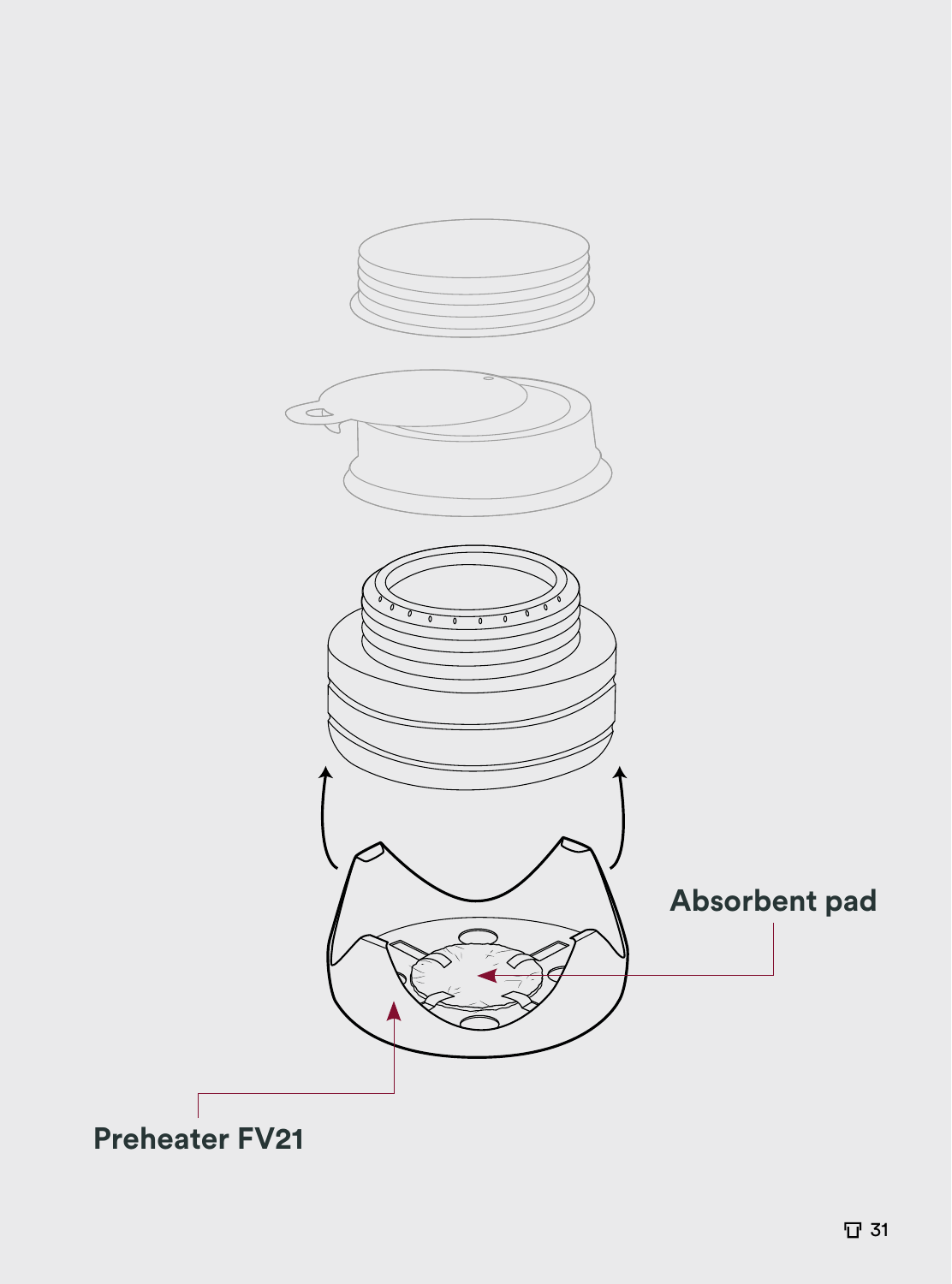Absorbent pad

Preheater FV21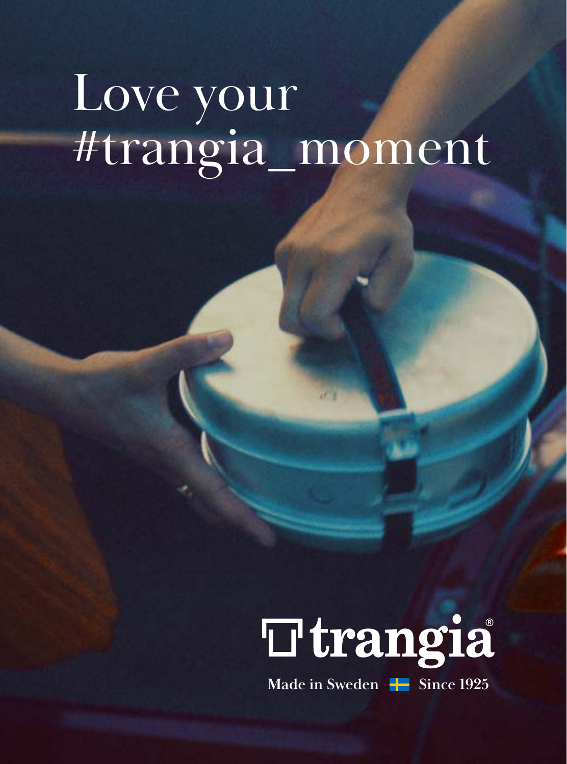# Love your #trangia_moment

trangia®

Made in Sweden Since 1925